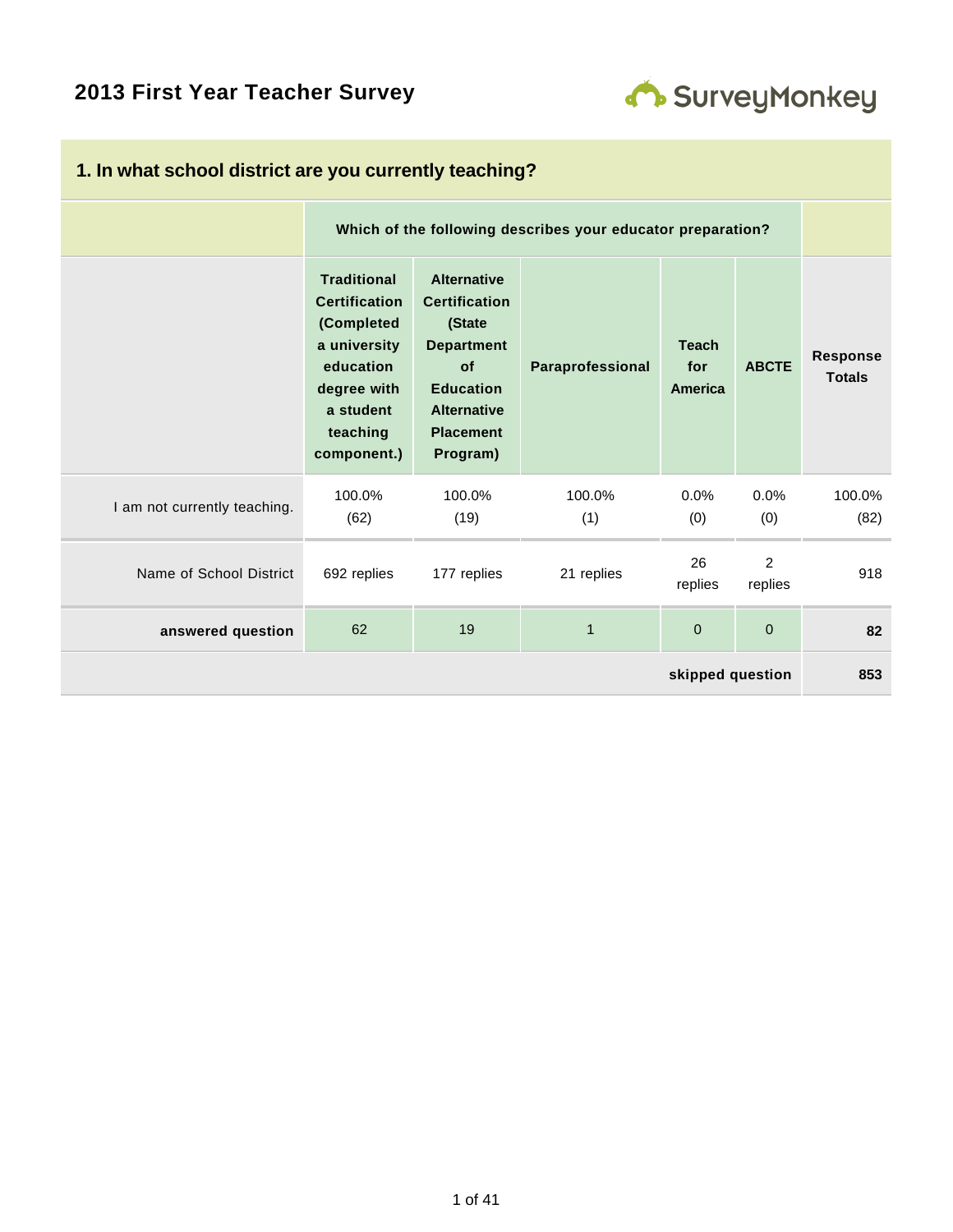# 2013 First Year Teacher Survey

## 1. In what school district are you currently teaching?

| | Which of the following describes your educator preparation? | | | | | |
|---|---|---|---|---|---|---|
| | **Traditional Certification (Completed a university education degree with a student teaching component.)** | **Alternative Certification (State Department of Education Alternative Placement Program)** | **Paraprofessional** | **Teach for America** | **ABCTE** | **Response Totals** |
| I am not currently teaching. | 100.0% (62) | 100.0% (19) | 100.0% (1) | 0.0% (0) | 0.0% (0) | 100.0% (82) |
| Name of School District | 692 replies | 177 replies | 21 replies | 26 replies | 2 replies | 918 |
| **answered question** | 62 | 19 | 1 | 0 | 0 | **82** |
| | | | | | **skipped question** | **853** |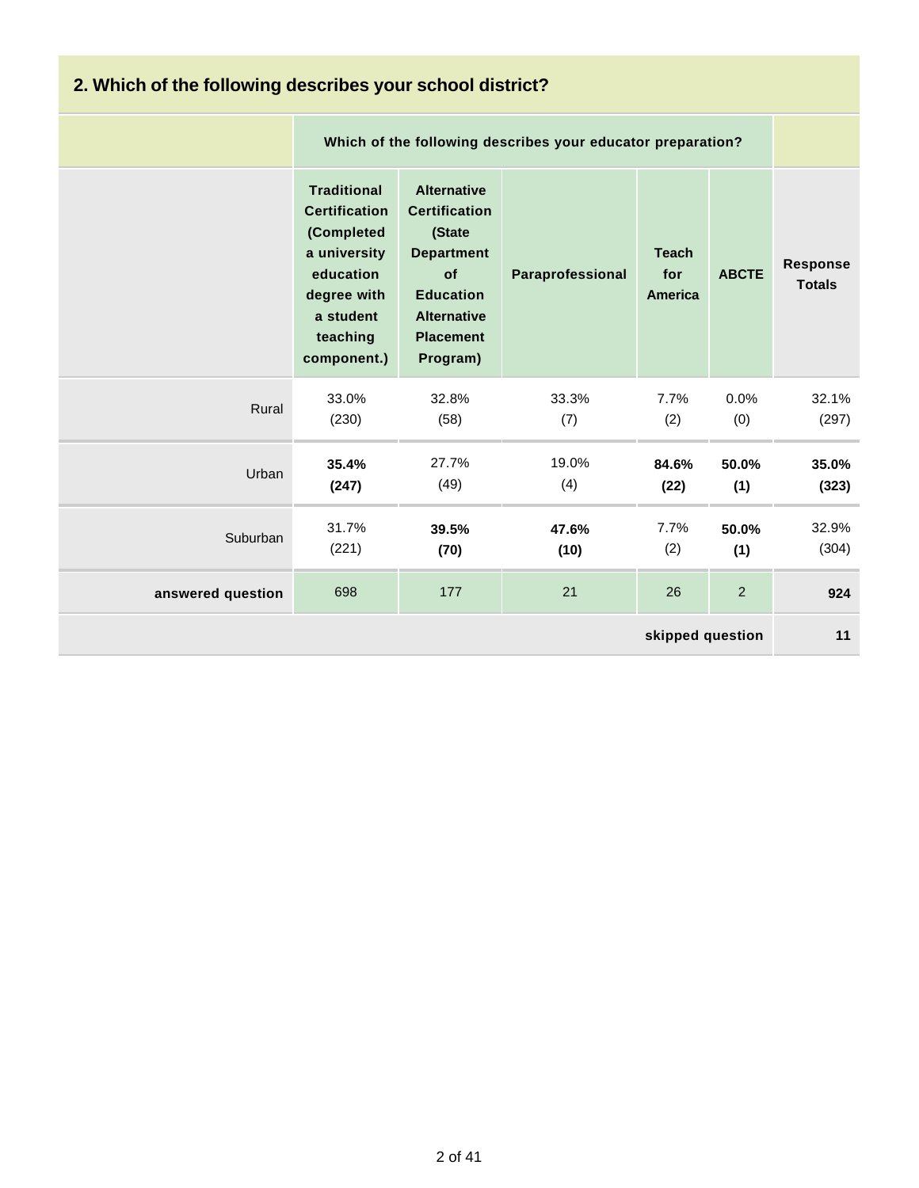## 2. Which of the following describes your school district?

| | Which of the following describes your educator preparation? | | | | | |
|---|---|---|---|---|---|---|
| | **Traditional Certification (Completed a university education degree with a student teaching component.)** | **Alternative Certification (State Department of Education Alternative Placement Program)** | **Paraprofessional** | **Teach for America** | **ABCTE** | **Response Totals** |
| Rural | 33.0% (230) | 32.8% (58) | 33.3% (7) | 7.7% (2) | 0.0% (0) | 32.1% (297) |
| Urban | **35.4% (247)** | 27.7% (49) | 19.0% (4) | **84.6% (22)** | **50.0% (1)** | **35.0% (323)** |
| Suburban | 31.7% (221) | **39.5% (70)** | **47.6% (10)** | 7.7% (2) | **50.0% (1)** | 32.9% (304) |
| **answered question** | 698 | 177 | 21 | 26 | 2 | **924** |
| | | | | | **skipped question** | **11** |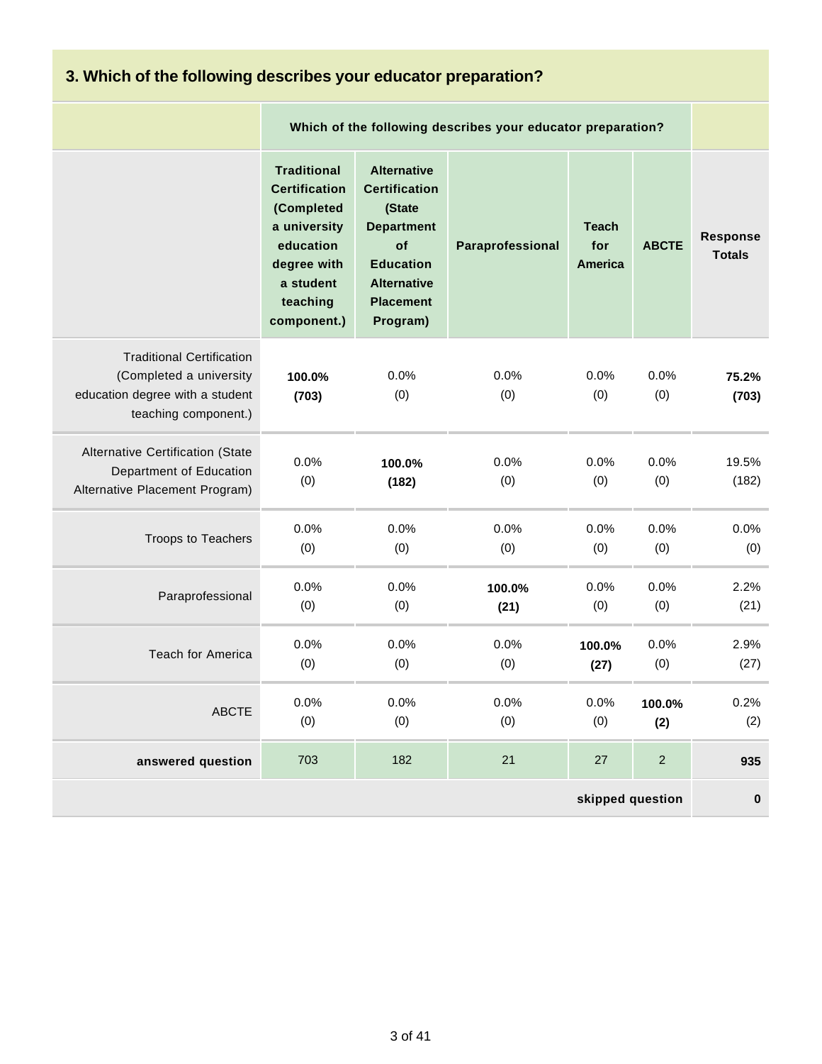## 3. Which of the following describes your educator preparation?

| | Which of the following describes your educator preparation? | | | | | |
|---|---|---|---|---|---|---|
| | **Traditional Certification (Completed a university education degree with a student teaching component.)** | **Alternative Certification (State Department of Education Alternative Placement Program)** | **Paraprofessional** | **Teach for America** | **ABCTE** | **Response Totals** |
| Traditional Certification (Completed a university education degree with a student teaching component.) | **100.0% (703)** | 0.0% (0) | 0.0% (0) | 0.0% (0) | 0.0% (0) | **75.2% (703)** |
| Alternative Certification (State Department of Education Alternative Placement Program) | 0.0% (0) | **100.0% (182)** | 0.0% (0) | 0.0% (0) | 0.0% (0) | 19.5% (182) |
| Troops to Teachers | 0.0% (0) | 0.0% (0) | 0.0% (0) | 0.0% (0) | 0.0% (0) | 0.0% (0) |
| Paraprofessional | 0.0% (0) | 0.0% (0) | **100.0% (21)** | 0.0% (0) | 0.0% (0) | 2.2% (21) |
| Teach for America | 0.0% (0) | 0.0% (0) | 0.0% (0) | **100.0% (27)** | 0.0% (0) | 2.9% (27) |
| ABCTE | 0.0% (0) | 0.0% (0) | 0.0% (0) | 0.0% (0) | **100.0% (2)** | 0.2% (2) |
| **answered question** | 703 | 182 | 21 | 27 | 2 | **935** |
| | | | | | **skipped question** | **0** |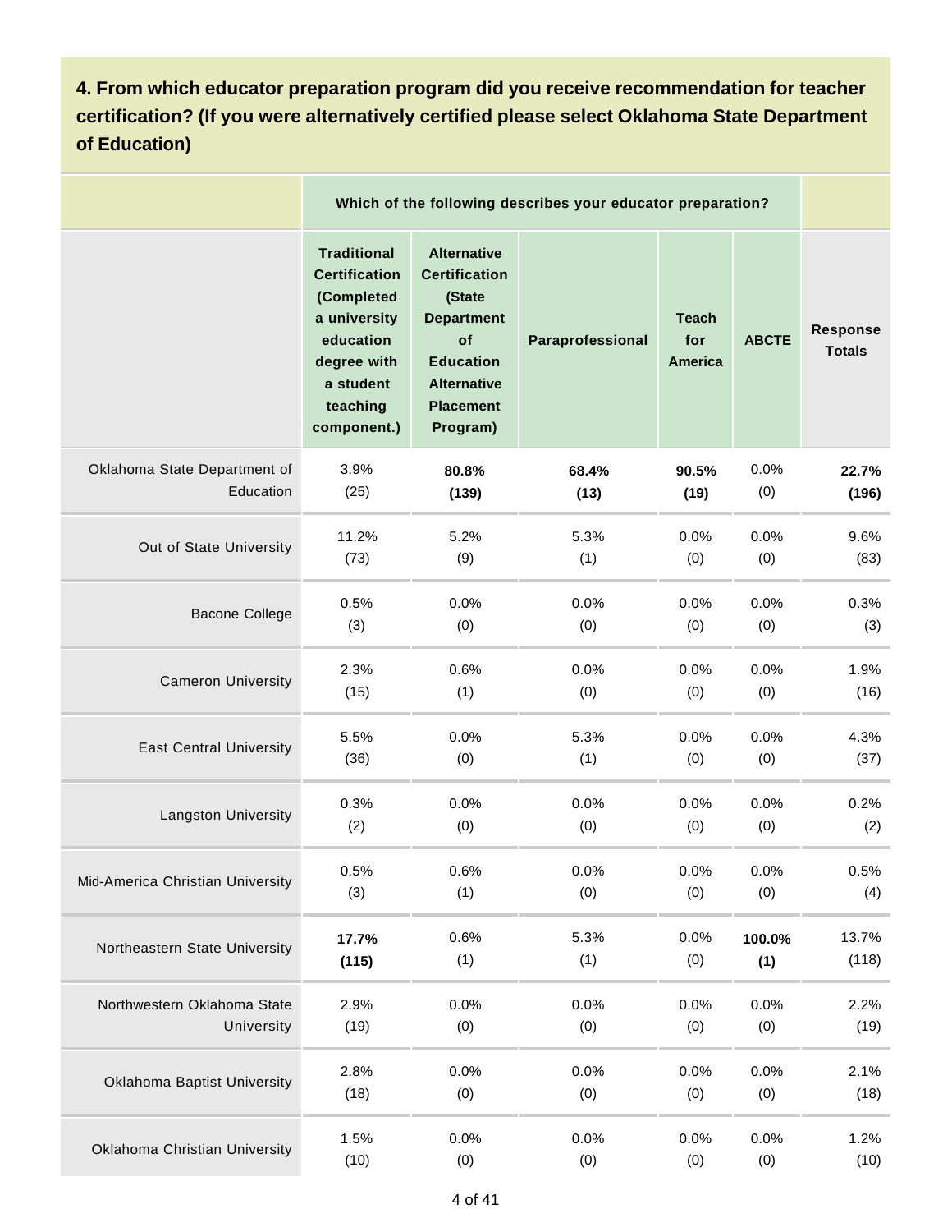## 4. From which educator preparation program did you receive recommendation for teacher certification? (If you were alternatively certified please select Oklahoma State Department of Education)

| | Which of the following describes your educator preparation? | | | | | |
|---|---|---|---|---|---|---|
| | **Traditional Certification (Completed a university education degree with a student teaching component.)** | **Alternative Certification (State Department of Education Alternative Placement Program)** | **Paraprofessional** | **Teach for America** | **ABCTE** | **Response Totals** |
| Oklahoma State Department of Education | 3.9% (25) | **80.8% (139)** | **68.4% (13)** | **90.5% (19)** | 0.0% (0) | **22.7% (196)** |
| Out of State University | 11.2% (73) | 5.2% (9) | 5.3% (1) | 0.0% (0) | 0.0% (0) | 9.6% (83) |
| Bacone College | 0.5% (3) | 0.0% (0) | 0.0% (0) | 0.0% (0) | 0.0% (0) | 0.3% (3) |
| Cameron University | 2.3% (15) | 0.6% (1) | 0.0% (0) | 0.0% (0) | 0.0% (0) | 1.9% (16) |
| East Central University | 5.5% (36) | 0.0% (0) | 5.3% (1) | 0.0% (0) | 0.0% (0) | 4.3% (37) |
| Langston University | 0.3% (2) | 0.0% (0) | 0.0% (0) | 0.0% (0) | 0.0% (0) | 0.2% (2) |
| Mid-America Christian University | 0.5% (3) | 0.6% (1) | 0.0% (0) | 0.0% (0) | 0.0% (0) | 0.5% (4) |
| Northeastern State University | **17.7% (115)** | 0.6% (1) | 5.3% (1) | 0.0% (0) | **100.0% (1)** | 13.7% (118) |
| Northwestern Oklahoma State University | 2.9% (19) | 0.0% (0) | 0.0% (0) | 0.0% (0) | 0.0% (0) | 2.2% (19) |
| Oklahoma Baptist University | 2.8% (18) | 0.0% (0) | 0.0% (0) | 0.0% (0) | 0.0% (0) | 2.1% (18) |
| Oklahoma Christian University | 1.5% (10) | 0.0% (0) | 0.0% (0) | 0.0% (0) | 0.0% (0) | 1.2% (10) |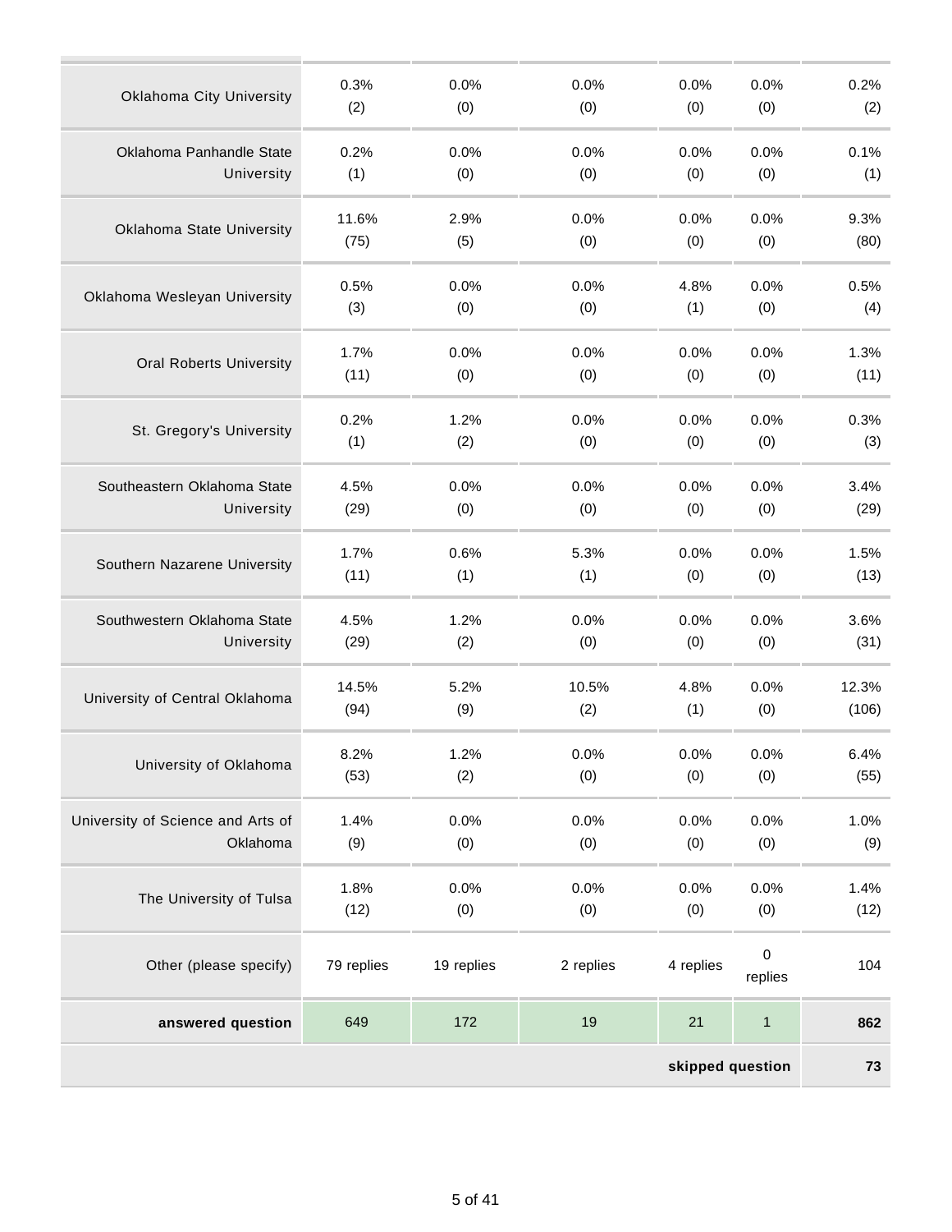| | | | | | | |
|---|---|---|---|---|---|---|
| Oklahoma City University | 0.3% (2) | 0.0% (0) | 0.0% (0) | 0.0% (0) | 0.0% (0) | 0.2% (2) |
| Oklahoma Panhandle State University | 0.2% (1) | 0.0% (0) | 0.0% (0) | 0.0% (0) | 0.0% (0) | 0.1% (1) |
| Oklahoma State University | 11.6% (75) | 2.9% (5) | 0.0% (0) | 0.0% (0) | 0.0% (0) | 9.3% (80) |
| Oklahoma Wesleyan University | 0.5% (3) | 0.0% (0) | 0.0% (0) | 4.8% (1) | 0.0% (0) | 0.5% (4) |
| Oral Roberts University | 1.7% (11) | 0.0% (0) | 0.0% (0) | 0.0% (0) | 0.0% (0) | 1.3% (11) |
| St. Gregory's University | 0.2% (1) | 1.2% (2) | 0.0% (0) | 0.0% (0) | 0.0% (0) | 0.3% (3) |
| Southeastern Oklahoma State University | 4.5% (29) | 0.0% (0) | 0.0% (0) | 0.0% (0) | 0.0% (0) | 3.4% (29) |
| Southern Nazarene University | 1.7% (11) | 0.6% (1) | 5.3% (1) | 0.0% (0) | 0.0% (0) | 1.5% (13) |
| Southwestern Oklahoma State University | 4.5% (29) | 1.2% (2) | 0.0% (0) | 0.0% (0) | 0.0% (0) | 3.6% (31) |
| University of Central Oklahoma | 14.5% (94) | 5.2% (9) | 10.5% (2) | 4.8% (1) | 0.0% (0) | 12.3% (106) |
| University of Oklahoma | 8.2% (53) | 1.2% (2) | 0.0% (0) | 0.0% (0) | 0.0% (0) | 6.4% (55) |
| University of Science and Arts of Oklahoma | 1.4% (9) | 0.0% (0) | 0.0% (0) | 0.0% (0) | 0.0% (0) | 1.0% (9) |
| The University of Tulsa | 1.8% (12) | 0.0% (0) | 0.0% (0) | 0.0% (0) | 0.0% (0) | 1.4% (12) |
| Other (please specify) | 79 replies | 19 replies | 2 replies | 4 replies | 0 replies | 104 |
| **answered question** | 649 | 172 | 19 | 21 | 1 | **862** |
| | | | | | **skipped question** | **73** |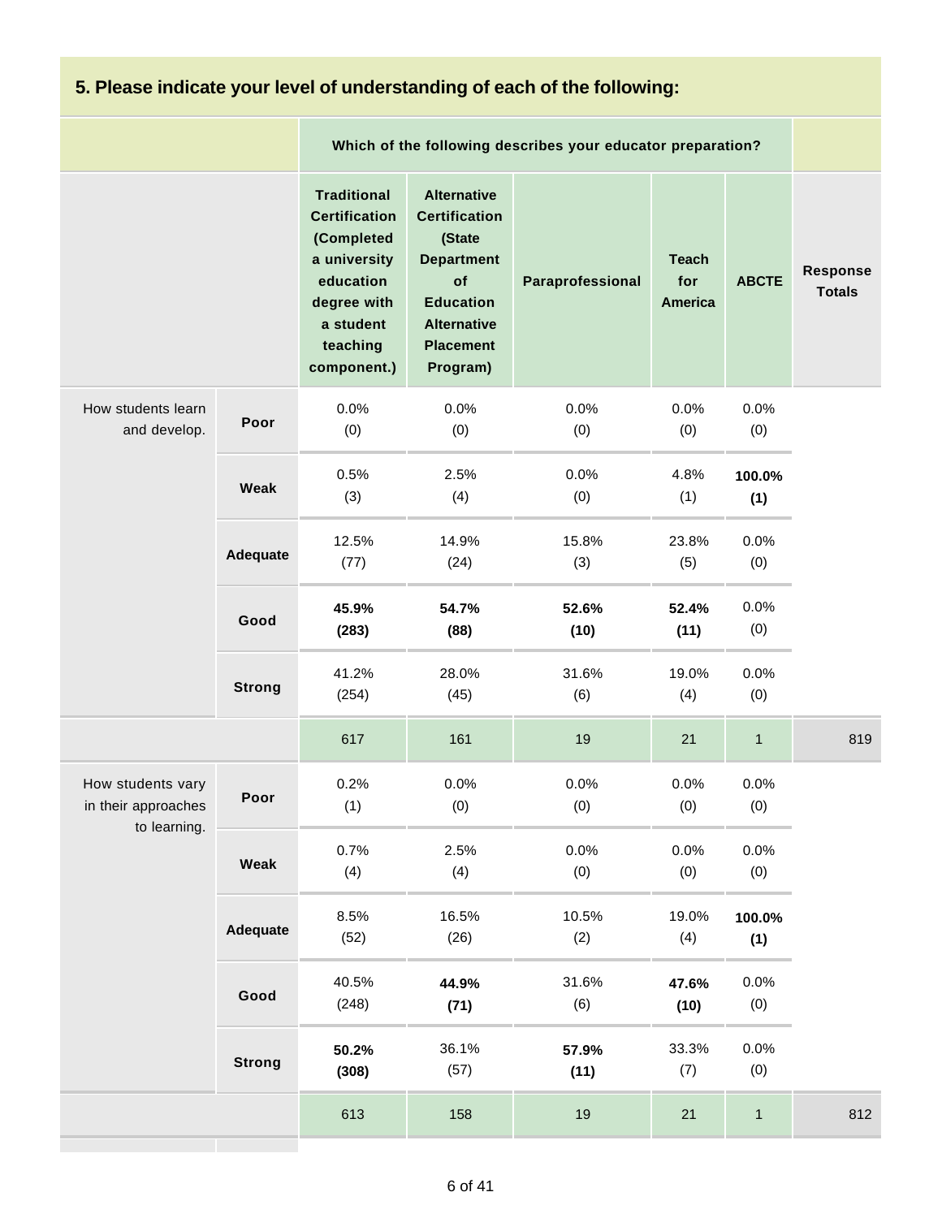## 5. Please indicate your level of understanding of each of the following:

| | | Which of the following describes your educator preparation? | | | | | |
|---|---|---|---|---|---|---|---|
| | | Traditional Certification (Completed a university education degree with a student teaching component.) | Alternative Certification (State Department of Education Alternative Placement Program) | Paraprofessional | Teach for America | ABCTE | Response Totals |
| How students learn and develop. | Poor | 0.0% (0) | 0.0% (0) | 0.0% (0) | 0.0% (0) | 0.0% (0) | |
| | Weak | 0.5% (3) | 2.5% (4) | 0.0% (0) | 4.8% (1) | **100.0% (1)** | |
| | Adequate | 12.5% (77) | 14.9% (24) | 15.8% (3) | 23.8% (5) | 0.0% (0) | |
| | Good | **45.9% (283)** | **54.7% (88)** | **52.6% (10)** | **52.4% (11)** | 0.0% (0) | |
| | Strong | 41.2% (254) | 28.0% (45) | 31.6% (6) | 19.0% (4) | 0.0% (0) | |
| | | 617 | 161 | 19 | 21 | 1 | 819 |
| How students vary in their approaches to learning. | Poor | 0.2% (1) | 0.0% (0) | 0.0% (0) | 0.0% (0) | 0.0% (0) | |
| | Weak | 0.7% (4) | 2.5% (4) | 0.0% (0) | 0.0% (0) | 0.0% (0) | |
| | Adequate | 8.5% (52) | 16.5% (26) | 10.5% (2) | 19.0% (4) | **100.0% (1)** | |
| | Good | 40.5% (248) | **44.9% (71)** | 31.6% (6) | **47.6% (10)** | 0.0% (0) | |
| | Strong | **50.2% (308)** | 36.1% (57) | **57.9% (11)** | 33.3% (7) | 0.0% (0) | |
| | | 613 | 158 | 19 | 21 | 1 | 812 |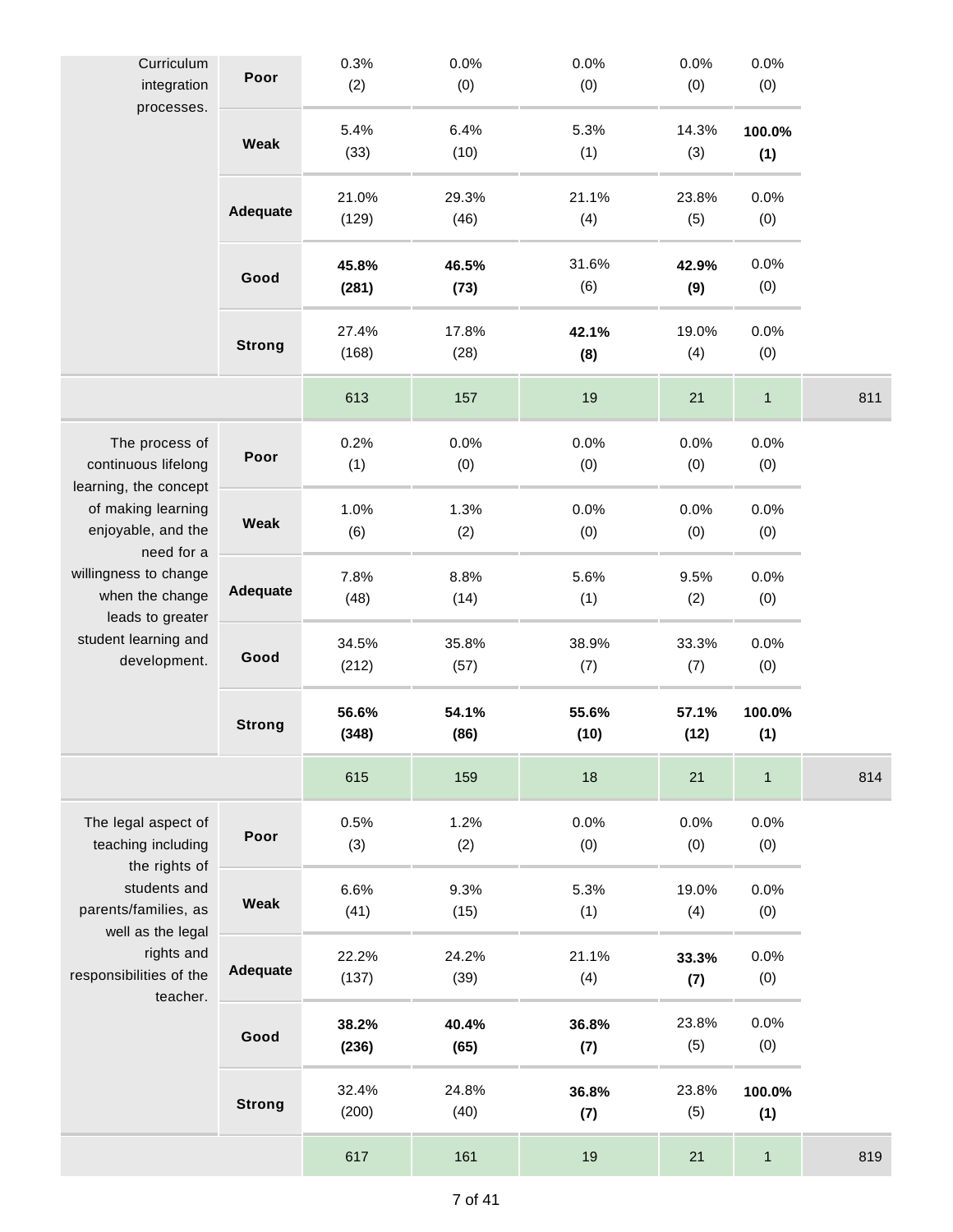| | | | | | | | |
|---|---|---|---|---|---|---|---|
| Curriculum integration processes. | Poor | 0.3% (2) | 0.0% (0) | 0.0% (0) | 0.0% (0) | 0.0% (0) | |
| | Weak | 5.4% (33) | 6.4% (10) | 5.3% (1) | 14.3% (3) | **100.0% (1)** | |
| | Adequate | 21.0% (129) | 29.3% (46) | 21.1% (4) | 23.8% (5) | 0.0% (0) | |
| | Good | **45.8% (281)** | **46.5% (73)** | 31.6% (6) | **42.9% (9)** | 0.0% (0) | |
| | Strong | 27.4% (168) | 17.8% (28) | **42.1% (8)** | 19.0% (4) | 0.0% (0) | |
| | | 613 | 157 | 19 | 21 | 1 | 811 |
| The process of continuous lifelong learning, the concept of making learning enjoyable, and the need for a willingness to change when the change leads to greater student learning and development. | Poor | 0.2% (1) | 0.0% (0) | 0.0% (0) | 0.0% (0) | 0.0% (0) | |
| | Weak | 1.0% (6) | 1.3% (2) | 0.0% (0) | 0.0% (0) | 0.0% (0) | |
| | Adequate | 7.8% (48) | 8.8% (14) | 5.6% (1) | 9.5% (2) | 0.0% (0) | |
| | Good | 34.5% (212) | 35.8% (57) | 38.9% (7) | 33.3% (7) | 0.0% (0) | |
| | Strong | **56.6% (348)** | **54.1% (86)** | **55.6% (10)** | **57.1% (12)** | **100.0% (1)** | |
| | | 615 | 159 | 18 | 21 | 1 | 814 |
| The legal aspect of teaching including the rights of students and parents/families, as well as the legal rights and responsibilities of the teacher. | Poor | 0.5% (3) | 1.2% (2) | 0.0% (0) | 0.0% (0) | 0.0% (0) | |
| | Weak | 6.6% (41) | 9.3% (15) | 5.3% (1) | 19.0% (4) | 0.0% (0) | |
| | Adequate | 22.2% (137) | 24.2% (39) | 21.1% (4) | **33.3% (7)** | 0.0% (0) | |
| | Good | **38.2% (236)** | **40.4% (65)** | **36.8% (7)** | 23.8% (5) | 0.0% (0) | |
| | Strong | 32.4% (200) | 24.8% (40) | **36.8% (7)** | 23.8% (5) | **100.0% (1)** | |
| | | 617 | 161 | 19 | 21 | 1 | 819 |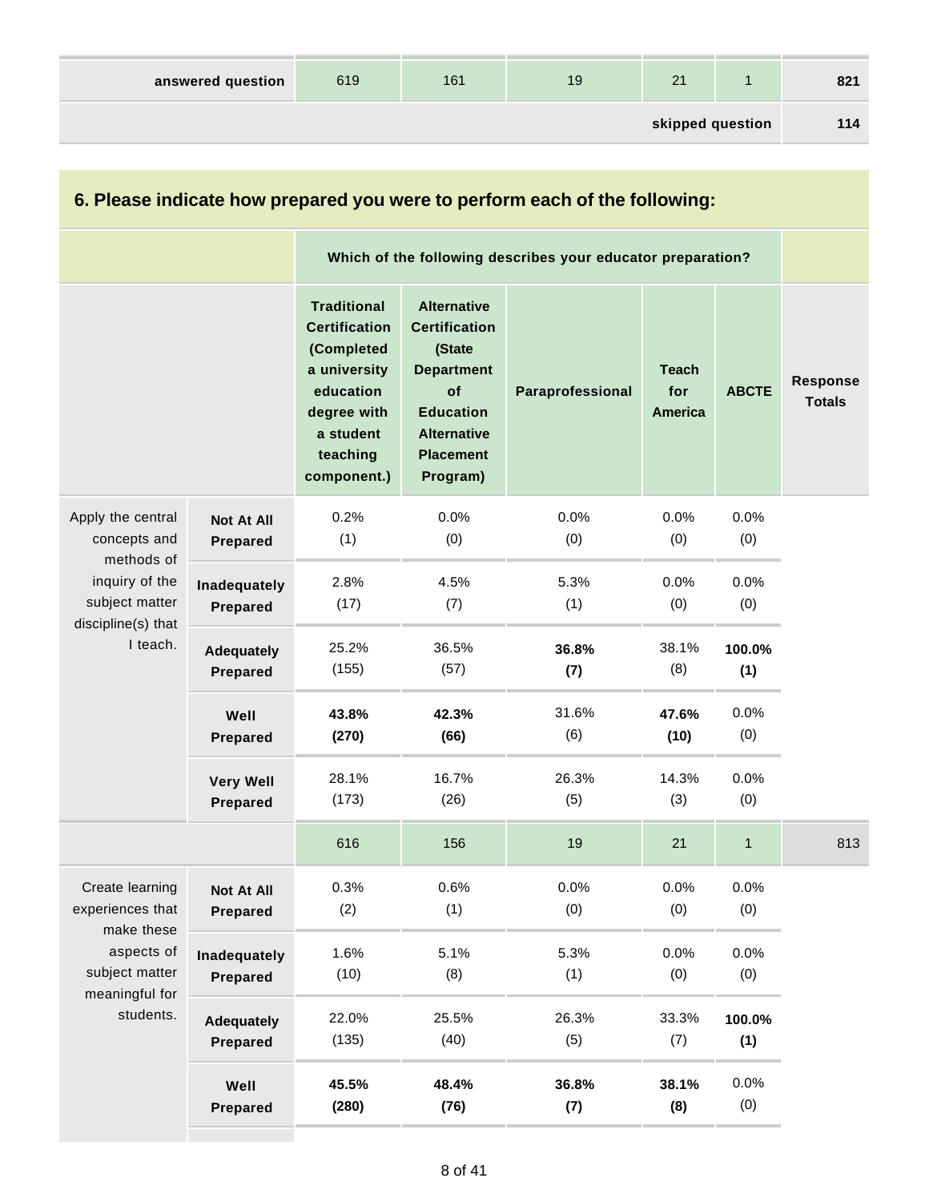| | | | | | | |
|---|---|---|---|---|---|---|
| answered question | 619 | 161 | 19 | 21 | 1 | 821 |
| | | | | | skipped question | 114 |

## 6. Please indicate how prepared you were to perform each of the following:

| | | Which of the following describes your educator preparation? | | | | | |
|---|---|---|---|---|---|---|---|
| | | **Traditional Certification (Completed a university education degree with a student teaching component.)** | **Alternative Certification (State Department of Education Alternative Placement Program)** | **Paraprofessional** | **Teach for America** | **ABCTE** | **Response Totals** |
| Apply the central concepts and methods of inquiry of the subject matter discipline(s) that I teach. | **Not At All Prepared** | 0.2% (1) | 0.0% (0) | 0.0% (0) | 0.0% (0) | 0.0% (0) | |
| | **Inadequately Prepared** | 2.8% (17) | 4.5% (7) | 5.3% (1) | 0.0% (0) | 0.0% (0) | |
| | **Adequately Prepared** | 25.2% (155) | 36.5% (57) | **36.8% (7)** | 38.1% (8) | **100.0% (1)** | |
| | **Well Prepared** | **43.8% (270)** | **42.3% (66)** | 31.6% (6) | **47.6% (10)** | 0.0% (0) | |
| | **Very Well Prepared** | 28.1% (173) | 16.7% (26) | 26.3% (5) | 14.3% (3) | 0.0% (0) | |
| | | 616 | 156 | 19 | 21 | 1 | 813 |
| Create learning experiences that make these aspects of subject matter meaningful for students. | **Not At All Prepared** | 0.3% (2) | 0.6% (1) | 0.0% (0) | 0.0% (0) | 0.0% (0) | |
| | **Inadequately Prepared** | 1.6% (10) | 5.1% (8) | 5.3% (1) | 0.0% (0) | 0.0% (0) | |
| | **Adequately Prepared** | 22.0% (135) | 25.5% (40) | 26.3% (5) | 33.3% (7) | **100.0% (1)** | |
| | **Well Prepared** | **45.5% (280)** | **48.4% (76)** | **36.8% (7)** | **38.1% (8)** | 0.0% (0) | |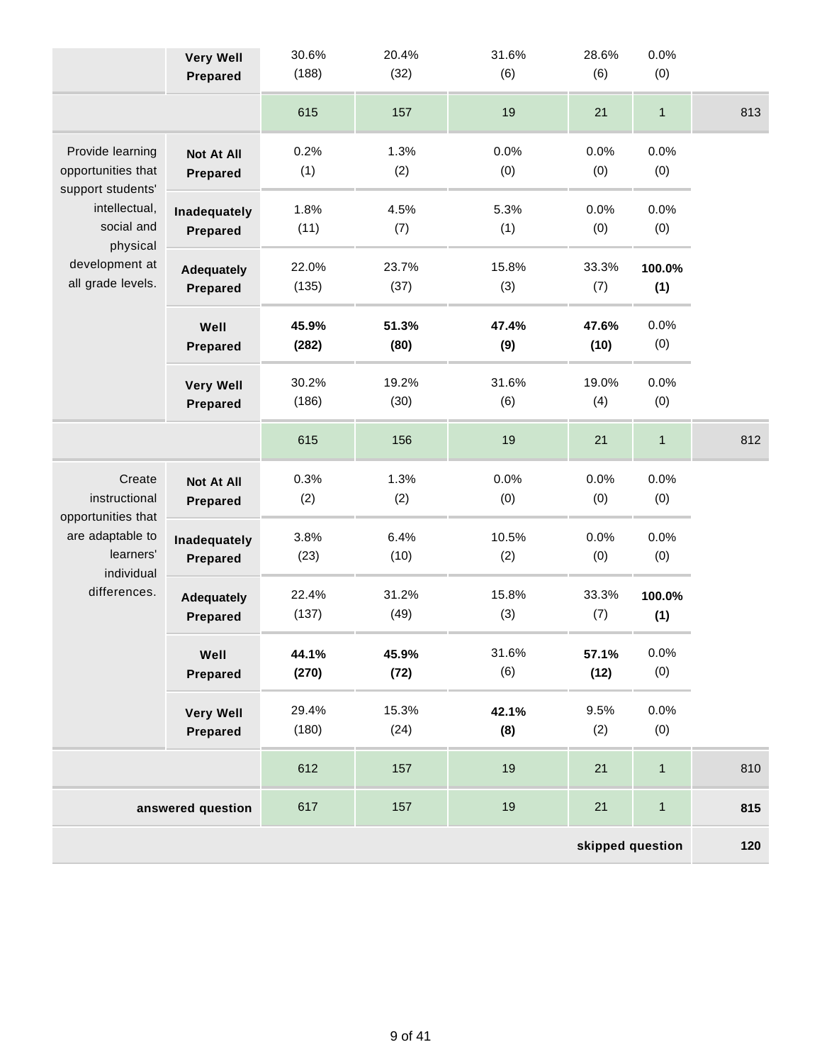| | | | | | | | |
|---|---|---|---|---|---|---|---|
| | **Very Well Prepared** | 30.6% (188) | 20.4% (32) | 31.6% (6) | 28.6% (6) | 0.0% (0) | |
| | | 615 | 157 | 19 | 21 | 1 | 813 |
| Provide learning opportunities that support students' intellectual, social and physical development at all grade levels. | **Not At All Prepared** | 0.2% (1) | 1.3% (2) | 0.0% (0) | 0.0% (0) | 0.0% (0) | |
| | **Inadequately Prepared** | 1.8% (11) | 4.5% (7) | 5.3% (1) | 0.0% (0) | 0.0% (0) | |
| | **Adequately Prepared** | 22.0% (135) | 23.7% (37) | 15.8% (3) | 33.3% (7) | **100.0% (1)** | |
| | **Well Prepared** | **45.9% (282)** | **51.3% (80)** | **47.4% (9)** | **47.6% (10)** | 0.0% (0) | |
| | **Very Well Prepared** | 30.2% (186) | 19.2% (30) | 31.6% (6) | 19.0% (4) | 0.0% (0) | |
| | | 615 | 156 | 19 | 21 | 1 | 812 |
| Create instructional opportunities that are adaptable to learners' individual differences. | **Not At All Prepared** | 0.3% (2) | 1.3% (2) | 0.0% (0) | 0.0% (0) | 0.0% (0) | |
| | **Inadequately Prepared** | 3.8% (23) | 6.4% (10) | 10.5% (2) | 0.0% (0) | 0.0% (0) | |
| | **Adequately Prepared** | 22.4% (137) | 31.2% (49) | 15.8% (3) | 33.3% (7) | **100.0% (1)** | |
| | **Well Prepared** | **44.1% (270)** | **45.9% (72)** | 31.6% (6) | **57.1% (12)** | 0.0% (0) | |
| | **Very Well Prepared** | 29.4% (180) | 15.3% (24) | **42.1% (8)** | 9.5% (2) | 0.0% (0) | |
| | | 612 | 157 | 19 | 21 | 1 | 810 |
| **answered question** | | 617 | 157 | 19 | 21 | 1 | **815** |
| | | | | | | **skipped question** | **120** |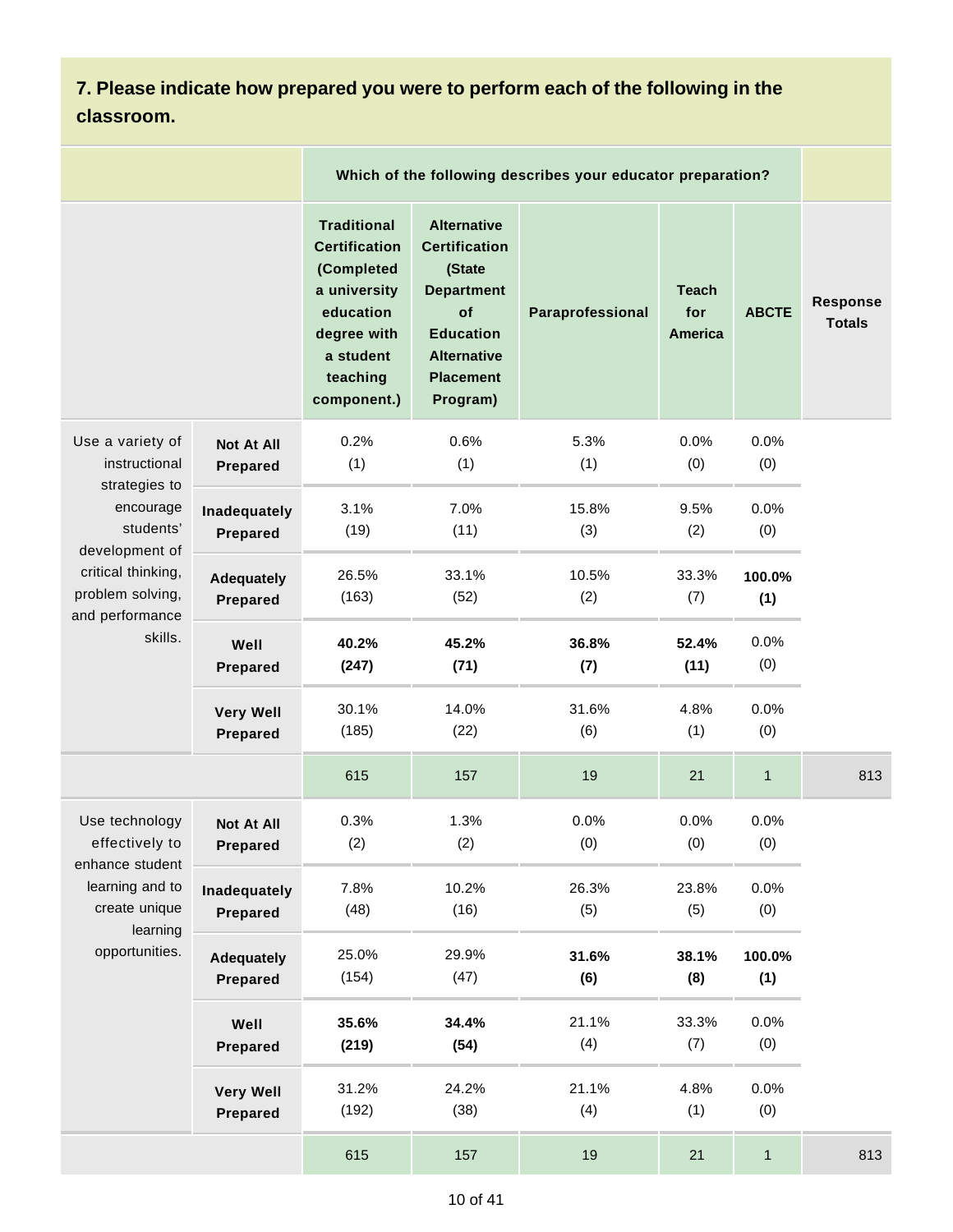## 7. Please indicate how prepared you were to perform each of the following in the classroom.

| | | Which of the following describes your educator preparation? | | | | | |
|---|---|---|---|---|---|---|---|
| | | Traditional Certification (Completed a university education degree with a student teaching component.) | Alternative Certification (State Department of Education Alternative Placement Program) | Paraprofessional | Teach for America | ABCTE | Response Totals |
| Use a variety of instructional strategies to encourage students' development of critical thinking, problem solving, and performance skills. | **Not At All Prepared** | 0.2% (1) | 0.6% (1) | 5.3% (1) | 0.0% (0) | 0.0% (0) | |
| | **Inadequately Prepared** | 3.1% (19) | 7.0% (11) | 15.8% (3) | 9.5% (2) | 0.0% (0) | |
| | **Adequately Prepared** | 26.5% (163) | 33.1% (52) | 10.5% (2) | 33.3% (7) | **100.0% (1)** | |
| | **Well Prepared** | **40.2% (247)** | **45.2% (71)** | **36.8% (7)** | **52.4% (11)** | 0.0% (0) | |
| | **Very Well Prepared** | 30.1% (185) | 14.0% (22) | 31.6% (6) | 4.8% (1) | 0.0% (0) | |
| | | 615 | 157 | 19 | 21 | 1 | 813 |
| Use technology effectively to enhance student learning and to create unique learning opportunities. | **Not At All Prepared** | 0.3% (2) | 1.3% (2) | 0.0% (0) | 0.0% (0) | 0.0% (0) | |
| | **Inadequately Prepared** | 7.8% (48) | 10.2% (16) | 26.3% (5) | 23.8% (5) | 0.0% (0) | |
| | **Adequately Prepared** | 25.0% (154) | 29.9% (47) | **31.6% (6)** | **38.1% (8)** | **100.0% (1)** | |
| | **Well Prepared** | **35.6% (219)** | **34.4% (54)** | 21.1% (4) | 33.3% (7) | 0.0% (0) | |
| | **Very Well Prepared** | 31.2% (192) | 24.2% (38) | 21.1% (4) | 4.8% (1) | 0.0% (0) | |
| | | 615 | 157 | 19 | 21 | 1 | 813 |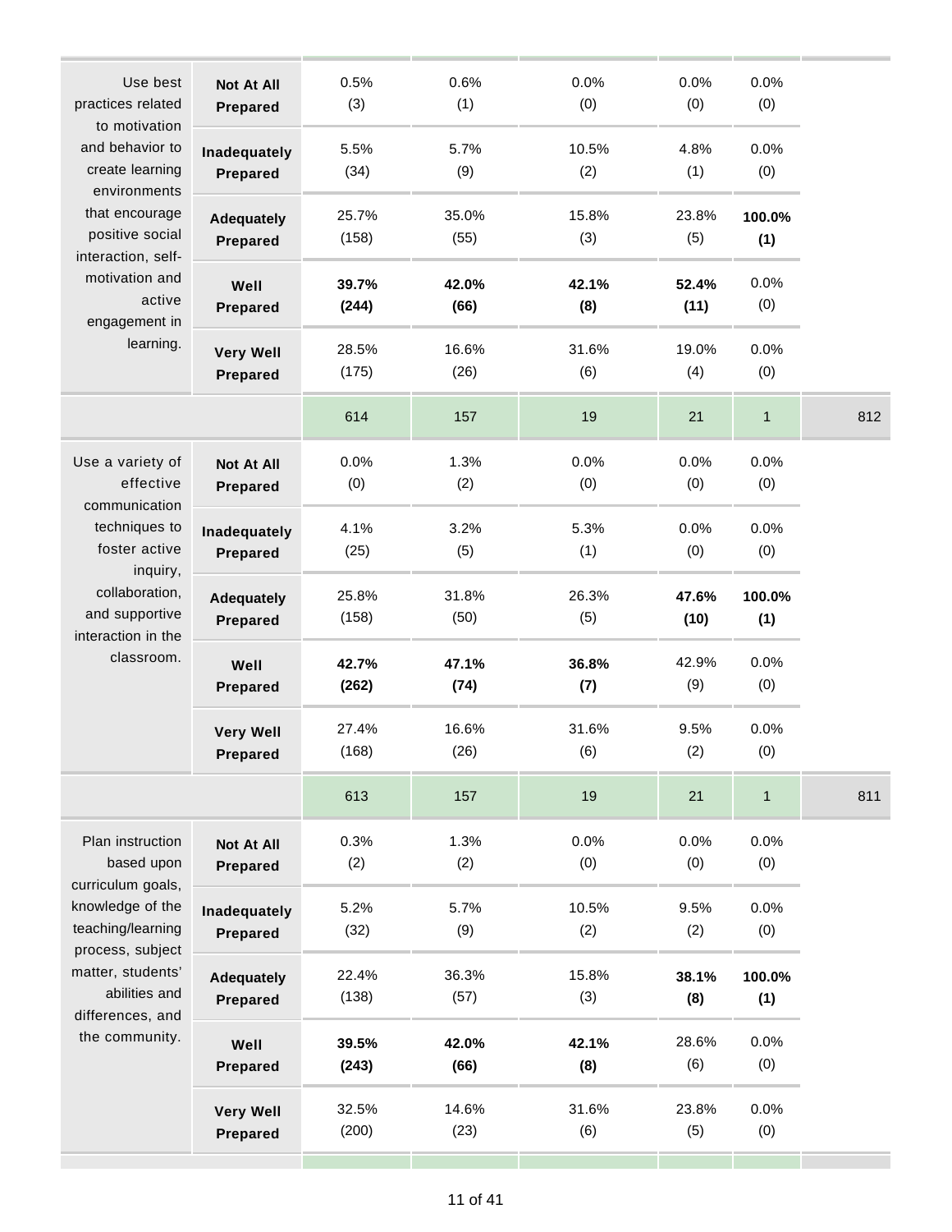| | | | | | | | |
|---|---|---|---|---|---|---|---|
| Use best practices related to motivation and behavior to create learning environments that encourage positive social interaction, self-motivation and active engagement in learning. | **Not At All Prepared** | 0.5% (3) | 0.6% (1) | 0.0% (0) | 0.0% (0) | 0.0% (0) | |
| | **Inadequately Prepared** | 5.5% (34) | 5.7% (9) | 10.5% (2) | 4.8% (1) | 0.0% (0) | |
| | **Adequately Prepared** | 25.7% (158) | 35.0% (55) | 15.8% (3) | 23.8% (5) | **100.0% (1)** | |
| | **Well Prepared** | **39.7% (244)** | **42.0% (66)** | **42.1% (8)** | **52.4% (11)** | 0.0% (0) | |
| | **Very Well Prepared** | 28.5% (175) | 16.6% (26) | 31.6% (6) | 19.0% (4) | 0.0% (0) | |
| | | 614 | 157 | 19 | 21 | 1 | 812 |
| Use a variety of effective communication techniques to foster active inquiry, collaboration, and supportive interaction in the classroom. | **Not At All Prepared** | 0.0% (0) | 1.3% (2) | 0.0% (0) | 0.0% (0) | 0.0% (0) | |
| | **Inadequately Prepared** | 4.1% (25) | 3.2% (5) | 5.3% (1) | 0.0% (0) | 0.0% (0) | |
| | **Adequately Prepared** | 25.8% (158) | 31.8% (50) | 26.3% (5) | **47.6% (10)** | **100.0% (1)** | |
| | **Well Prepared** | **42.7% (262)** | **47.1% (74)** | **36.8% (7)** | 42.9% (9) | 0.0% (0) | |
| | **Very Well Prepared** | 27.4% (168) | 16.6% (26) | 31.6% (6) | 9.5% (2) | 0.0% (0) | |
| | | 613 | 157 | 19 | 21 | 1 | 811 |
| Plan instruction based upon curriculum goals, knowledge of the teaching/learning process, subject matter, students' abilities and differences, and the community. | **Not At All Prepared** | 0.3% (2) | 1.3% (2) | 0.0% (0) | 0.0% (0) | 0.0% (0) | |
| | **Inadequately Prepared** | 5.2% (32) | 5.7% (9) | 10.5% (2) | 9.5% (2) | 0.0% (0) | |
| | **Adequately Prepared** | 22.4% (138) | 36.3% (57) | 15.8% (3) | **38.1% (8)** | **100.0% (1)** | |
| | **Well Prepared** | **39.5% (243)** | **42.0% (66)** | **42.1% (8)** | 28.6% (6) | 0.0% (0) | |
| | **Very Well Prepared** | 32.5% (200) | 14.6% (23) | 31.6% (6) | 23.8% (5) | 0.0% (0) | |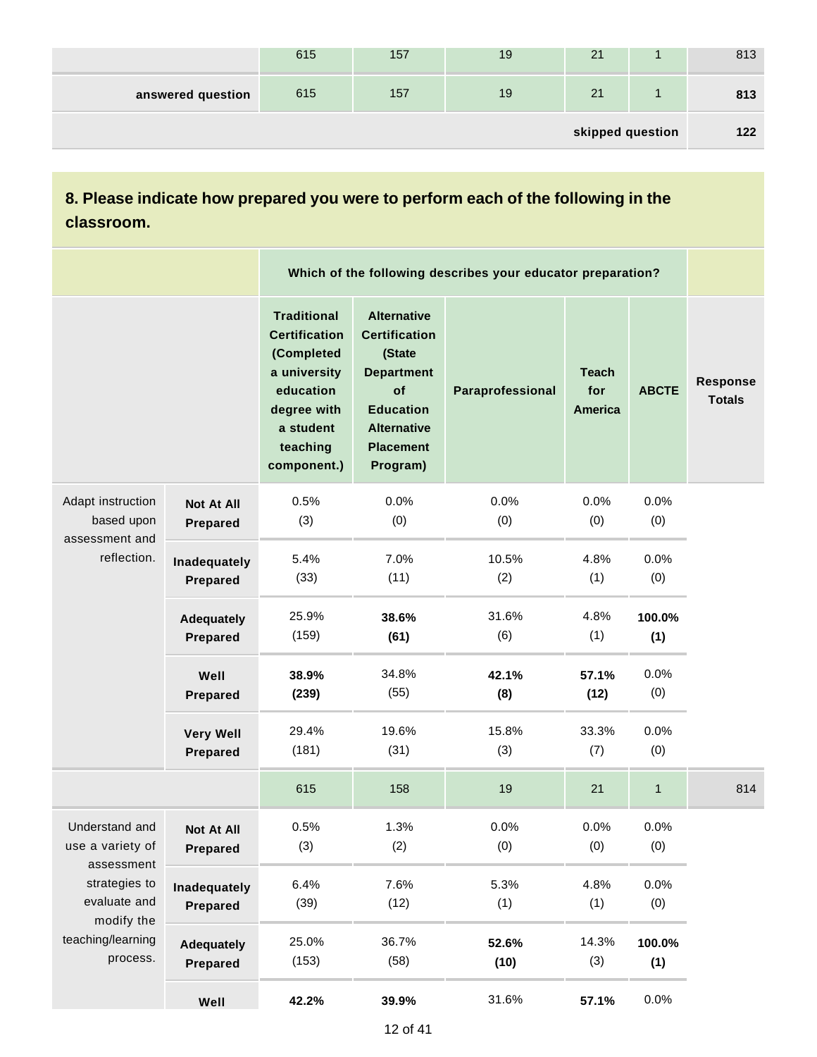| | | | | | |
|---|---|---|---|---|---|
| | 615 | 157 | 19 | 21 | 1 | 813 |
| **answered question** | 615 | 157 | 19 | 21 | 1 | **813** |
| | | | | | **skipped question** | **122** |

## 8. Please indicate how prepared you were to perform each of the following in the classroom.

| | | Which of the following describes your educator preparation? | | | | | |
|---|---|---|---|---|---|---|---|
| | | **Traditional Certification (Completed a university education degree with a student teaching component.)** | **Alternative Certification (State Department of Education Alternative Placement Program)** | **Paraprofessional** | **Teach for America** | **ABCTE** | **Response Totals** |
| Adapt instruction based upon assessment and reflection. | **Not At All Prepared** | 0.5% (3) | 0.0% (0) | 0.0% (0) | 0.0% (0) | 0.0% (0) | |
| | **Inadequately Prepared** | 5.4% (33) | 7.0% (11) | 10.5% (2) | 4.8% (1) | 0.0% (0) | |
| | **Adequately Prepared** | 25.9% (159) | **38.6% (61)** | 31.6% (6) | 4.8% (1) | **100.0% (1)** | |
| | **Well Prepared** | **38.9% (239)** | 34.8% (55) | **42.1% (8)** | **57.1% (12)** | 0.0% (0) | |
| | **Very Well Prepared** | 29.4% (181) | 19.6% (31) | 15.8% (3) | 33.3% (7) | 0.0% (0) | |
| | | 615 | 158 | 19 | 21 | 1 | 814 |
| Understand and use a variety of assessment strategies to evaluate and modify the teaching/learning process. | **Not At All Prepared** | 0.5% (3) | 1.3% (2) | 0.0% (0) | 0.0% (0) | 0.0% (0) | |
| | **Inadequately Prepared** | 6.4% (39) | 7.6% (12) | 5.3% (1) | 4.8% (1) | 0.0% (0) | |
| | **Adequately Prepared** | 25.0% (153) | 36.7% (58) | **52.6% (10)** | 14.3% (3) | **100.0% (1)** | |
| | **Well** | **42.2%** | **39.9%** | 31.6% | **57.1%** | 0.0% | |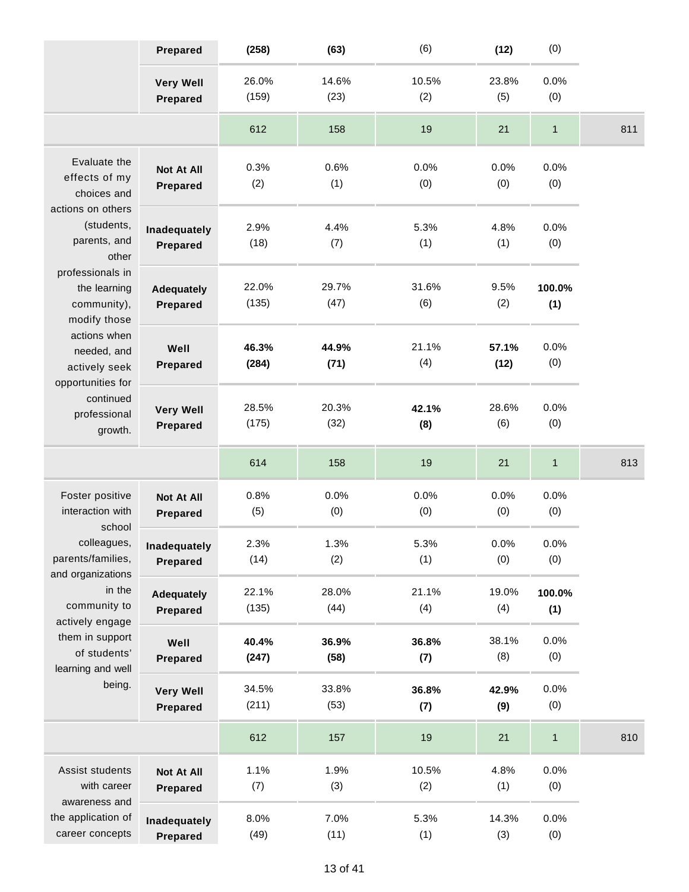| | | | | | | | |
|---|---|---|---|---|---|---|---|
| | **Prepared** | **(258)** | **(63)** | (6) | **(12)** | (0) | |
| | **Very Well Prepared** | 26.0% (159) | 14.6% (23) | 10.5% (2) | 23.8% (5) | 0.0% (0) | |
| | | 612 | 158 | 19 | 21 | 1 | 811 |
| Evaluate the effects of my choices and actions on others (students, parents, and other professionals in the learning community), modify those actions when needed, and actively seek opportunities for continued professional growth. | **Not At All Prepared** | 0.3% (2) | 0.6% (1) | 0.0% (0) | 0.0% (0) | 0.0% (0) | |
| | **Inadequately Prepared** | 2.9% (18) | 4.4% (7) | 5.3% (1) | 4.8% (1) | 0.0% (0) | |
| | **Adequately Prepared** | 22.0% (135) | 29.7% (47) | 31.6% (6) | 9.5% (2) | **100.0% (1)** | |
| | **Well Prepared** | **46.3% (284)** | **44.9% (71)** | 21.1% (4) | **57.1% (12)** | 0.0% (0) | |
| | **Very Well Prepared** | 28.5% (175) | 20.3% (32) | **42.1% (8)** | 28.6% (6) | 0.0% (0) | |
| | | 614 | 158 | 19 | 21 | 1 | 813 |
| Foster positive interaction with school colleagues, parents/families, and organizations in the community to actively engage them in support of students' learning and well being. | **Not At All Prepared** | 0.8% (5) | 0.0% (0) | 0.0% (0) | 0.0% (0) | 0.0% (0) | |
| | **Inadequately Prepared** | 2.3% (14) | 1.3% (2) | 5.3% (1) | 0.0% (0) | 0.0% (0) | |
| | **Adequately Prepared** | 22.1% (135) | 28.0% (44) | 21.1% (4) | 19.0% (4) | **100.0% (1)** | |
| | **Well Prepared** | **40.4% (247)** | **36.9% (58)** | **36.8% (7)** | 38.1% (8) | 0.0% (0) | |
| | **Very Well Prepared** | 34.5% (211) | 33.8% (53) | **36.8% (7)** | **42.9% (9)** | 0.0% (0) | |
| | | 612 | 157 | 19 | 21 | 1 | 810 |
| Assist students with career awareness and the application of career concepts | **Not At All Prepared** | 1.1% (7) | 1.9% (3) | 10.5% (2) | 4.8% (1) | 0.0% (0) | |
| | **Inadequately Prepared** | 8.0% (49) | 7.0% (11) | 5.3% (1) | 14.3% (3) | 0.0% (0) | |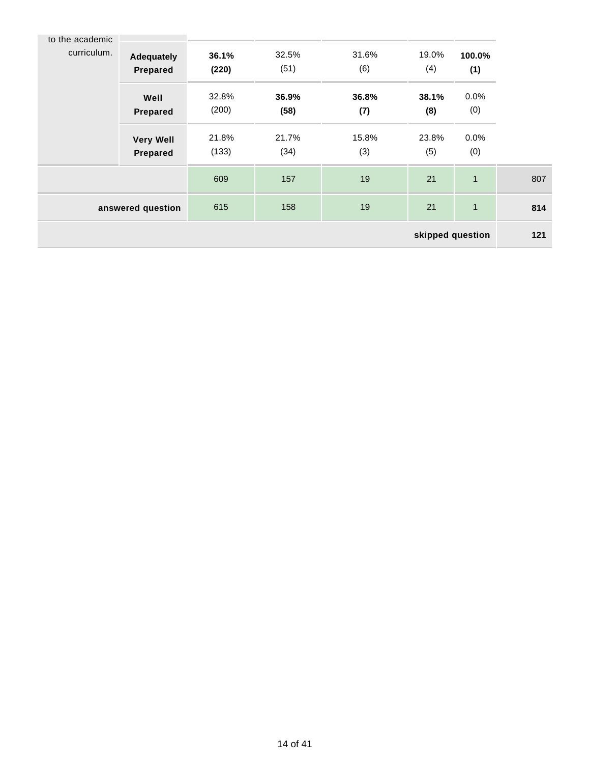| | | | | | | | |
|---|---|---|---|---|---|---|---|
| to the academic curriculum. | **Adequately Prepared** | **36.1% (220)** | 32.5% (51) | 31.6% (6) | 19.0% (4) | **100.0% (1)** | |
| | **Well Prepared** | 32.8% (200) | **36.9% (58)** | **36.8% (7)** | **38.1% (8)** | 0.0% (0) | |
| | **Very Well Prepared** | 21.8% (133) | 21.7% (34) | 15.8% (3) | 23.8% (5) | 0.0% (0) | |
| | | 609 | 157 | 19 | 21 | 1 | 807 |
| **answered question** | | 615 | 158 | 19 | 21 | 1 | **814** |
| | | | | | | **skipped question** | **121** |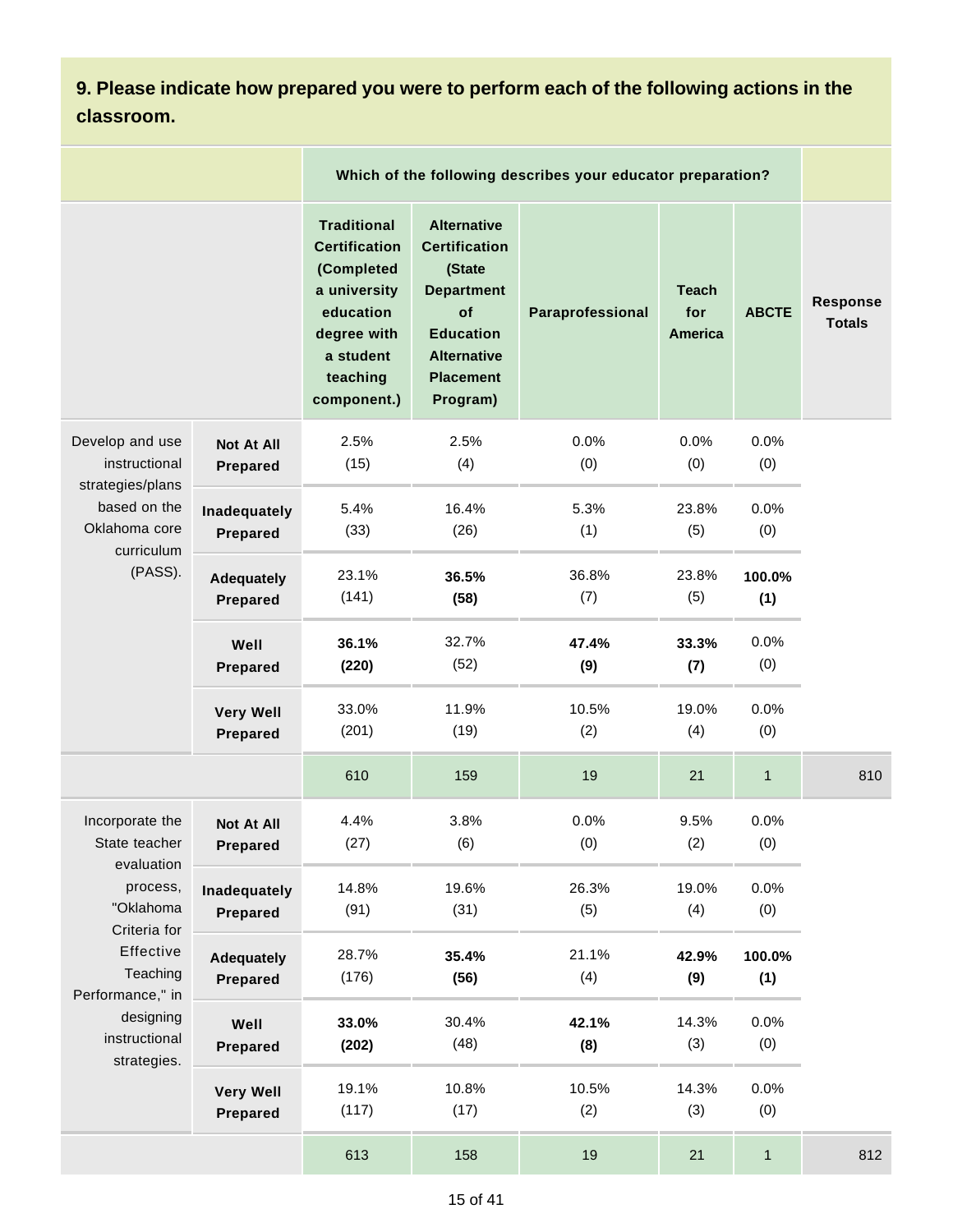### 9. Please indicate how prepared you were to perform each of the following actions in the classroom.

| | | Which of the following describes your educator preparation? | | | | | |
|---|---|---|---|---|---|---|---|
| | | Traditional Certification (Completed a university education degree with a student teaching component.) | Alternative Certification (State Department of Education Alternative Placement Program) | Paraprofessional | Teach for America | ABCTE | Response Totals |
| Develop and use instructional strategies/plans based on the Oklahoma core curriculum (PASS). | **Not At All Prepared** | 2.5% (15) | 2.5% (4) | 0.0% (0) | 0.0% (0) | 0.0% (0) | |
| | **Inadequately Prepared** | 5.4% (33) | 16.4% (26) | 5.3% (1) | 23.8% (5) | 0.0% (0) | |
| | **Adequately Prepared** | 23.1% (141) | **36.5% (58)** | 36.8% (7) | 23.8% (5) | **100.0% (1)** | |
| | **Well Prepared** | **36.1% (220)** | 32.7% (52) | **47.4% (9)** | **33.3% (7)** | 0.0% (0) | |
| | **Very Well Prepared** | 33.0% (201) | 11.9% (19) | 10.5% (2) | 19.0% (4) | 0.0% (0) | |
| | | 610 | 159 | 19 | 21 | 1 | 810 |
| Incorporate the State teacher evaluation process, "Oklahoma Criteria for Effective Teaching Performance," in designing instructional strategies. | **Not At All Prepared** | 4.4% (27) | 3.8% (6) | 0.0% (0) | 9.5% (2) | 0.0% (0) | |
| | **Inadequately Prepared** | 14.8% (91) | 19.6% (31) | 26.3% (5) | 19.0% (4) | 0.0% (0) | |
| | **Adequately Prepared** | 28.7% (176) | **35.4% (56)** | 21.1% (4) | **42.9% (9)** | **100.0% (1)** | |
| | **Well Prepared** | **33.0% (202)** | 30.4% (48) | **42.1% (8)** | 14.3% (3) | 0.0% (0) | |
| | **Very Well Prepared** | 19.1% (117) | 10.8% (17) | 10.5% (2) | 14.3% (3) | 0.0% (0) | |
| | | 613 | 158 | 19 | 21 | 1 | 812 |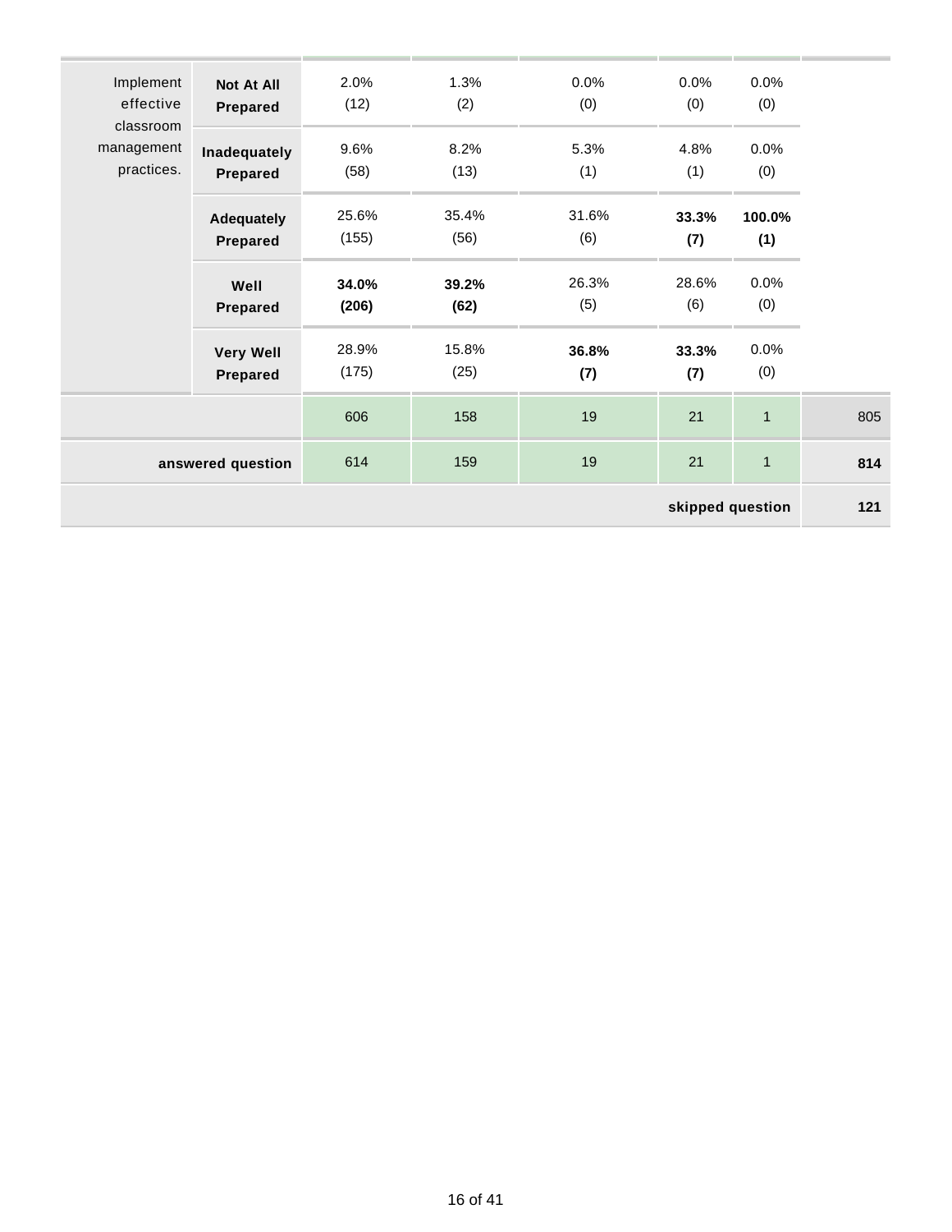| | | | | | | | |
|---|---|---|---|---|---|---|---|
| Implement effective classroom management practices. | **Not At All Prepared** | 2.0% (12) | 1.3% (2) | 0.0% (0) | 0.0% (0) | 0.0% (0) | |
| | **Inadequately Prepared** | 9.6% (58) | 8.2% (13) | 5.3% (1) | 4.8% (1) | 0.0% (0) | |
| | **Adequately Prepared** | 25.6% (155) | 35.4% (56) | 31.6% (6) | **33.3% (7)** | **100.0% (1)** | |
| | **Well Prepared** | **34.0% (206)** | **39.2% (62)** | 26.3% (5) | 28.6% (6) | 0.0% (0) | |
| | **Very Well Prepared** | 28.9% (175) | 15.8% (25) | **36.8% (7)** | **33.3% (7)** | 0.0% (0) | |
| | | 606 | 158 | 19 | 21 | 1 | 805 |
| **answered question** | | 614 | 159 | 19 | 21 | 1 | **814** |
| | | | | | | **skipped question** | **121** |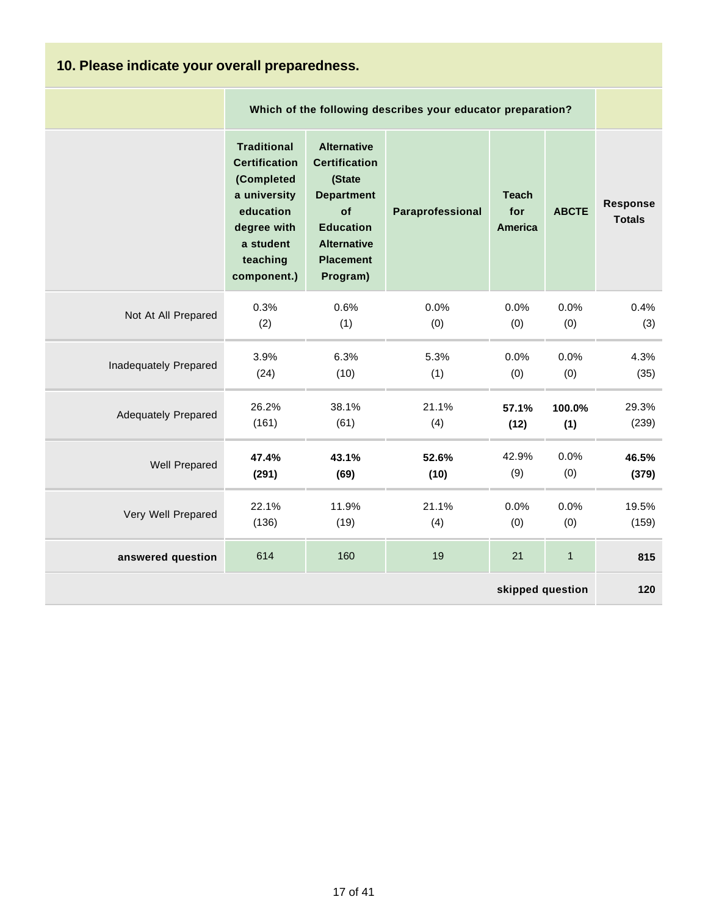## 10. Please indicate your overall preparedness.

| | Which of the following describes your educator preparation? | | | | | |
|---|---|---|---|---|---|---|
| | **Traditional Certification (Completed a university education degree with a student teaching component.)** | **Alternative Certification (State Department of Education Alternative Placement Program)** | **Paraprofessional** | **Teach for America** | **ABCTE** | **Response Totals** |
| Not At All Prepared | 0.3% (2) | 0.6% (1) | 0.0% (0) | 0.0% (0) | 0.0% (0) | 0.4% (3) |
| Inadequately Prepared | 3.9% (24) | 6.3% (10) | 5.3% (1) | 0.0% (0) | 0.0% (0) | 4.3% (35) |
| Adequately Prepared | 26.2% (161) | 38.1% (61) | 21.1% (4) | **57.1% (12)** | **100.0% (1)** | 29.3% (239) |
| Well Prepared | **47.4% (291)** | **43.1% (69)** | **52.6% (10)** | 42.9% (9) | 0.0% (0) | **46.5% (379)** |
| Very Well Prepared | 22.1% (136) | 11.9% (19) | 21.1% (4) | 0.0% (0) | 0.0% (0) | 19.5% (159) |
| **answered question** | 614 | 160 | 19 | 21 | 1 | **815** |
| | | | | | **skipped question** | **120** |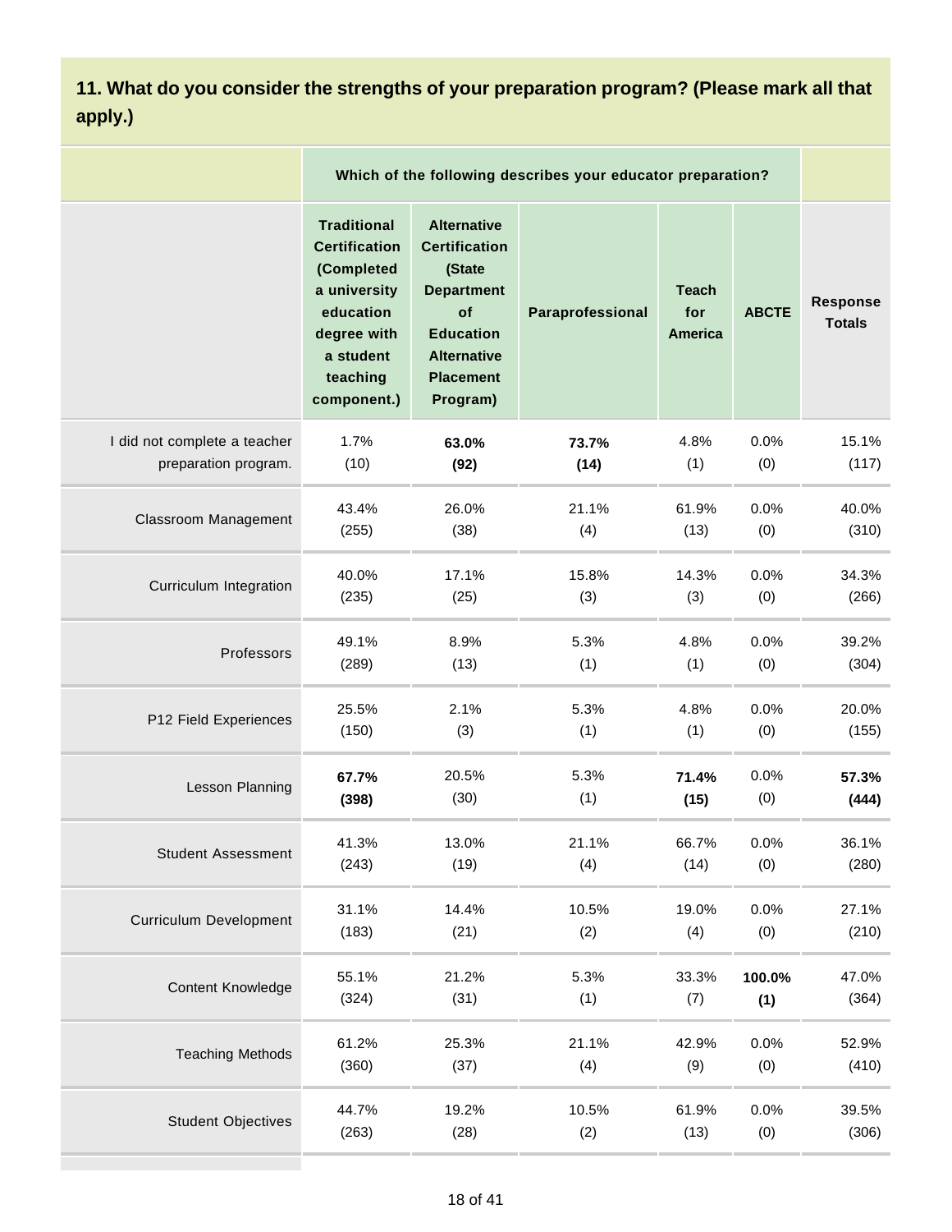## 11. What do you consider the strengths of your preparation program? (Please mark all that apply.)

| | Which of the following describes your educator preparation? | | | | | |
|---|---|---|---|---|---|---|
| | Traditional Certification (Completed a university education degree with a student teaching component.) | Alternative Certification (State Department of Education Alternative Placement Program) | Paraprofessional | Teach for America | ABCTE | Response Totals |
| I did not complete a teacher preparation program. | 1.7% (10) | **63.0% (92)** | **73.7% (14)** | 4.8% (1) | 0.0% (0) | 15.1% (117) |
| Classroom Management | 43.4% (255) | 26.0% (38) | 21.1% (4) | 61.9% (13) | 0.0% (0) | 40.0% (310) |
| Curriculum Integration | 40.0% (235) | 17.1% (25) | 15.8% (3) | 14.3% (3) | 0.0% (0) | 34.3% (266) |
| Professors | 49.1% (289) | 8.9% (13) | 5.3% (1) | 4.8% (1) | 0.0% (0) | 39.2% (304) |
| P12 Field Experiences | 25.5% (150) | 2.1% (3) | 5.3% (1) | 4.8% (1) | 0.0% (0) | 20.0% (155) |
| Lesson Planning | **67.7% (398)** | 20.5% (30) | 5.3% (1) | **71.4% (15)** | 0.0% (0) | **57.3% (444)** |
| Student Assessment | 41.3% (243) | 13.0% (19) | 21.1% (4) | 66.7% (14) | 0.0% (0) | 36.1% (280) |
| Curriculum Development | 31.1% (183) | 14.4% (21) | 10.5% (2) | 19.0% (4) | 0.0% (0) | 27.1% (210) |
| Content Knowledge | 55.1% (324) | 21.2% (31) | 5.3% (1) | 33.3% (7) | **100.0% (1)** | 47.0% (364) |
| Teaching Methods | 61.2% (360) | 25.3% (37) | 21.1% (4) | 42.9% (9) | 0.0% (0) | 52.9% (410) |
| Student Objectives | 44.7% (263) | 19.2% (28) | 10.5% (2) | 61.9% (13) | 0.0% (0) | 39.5% (306) |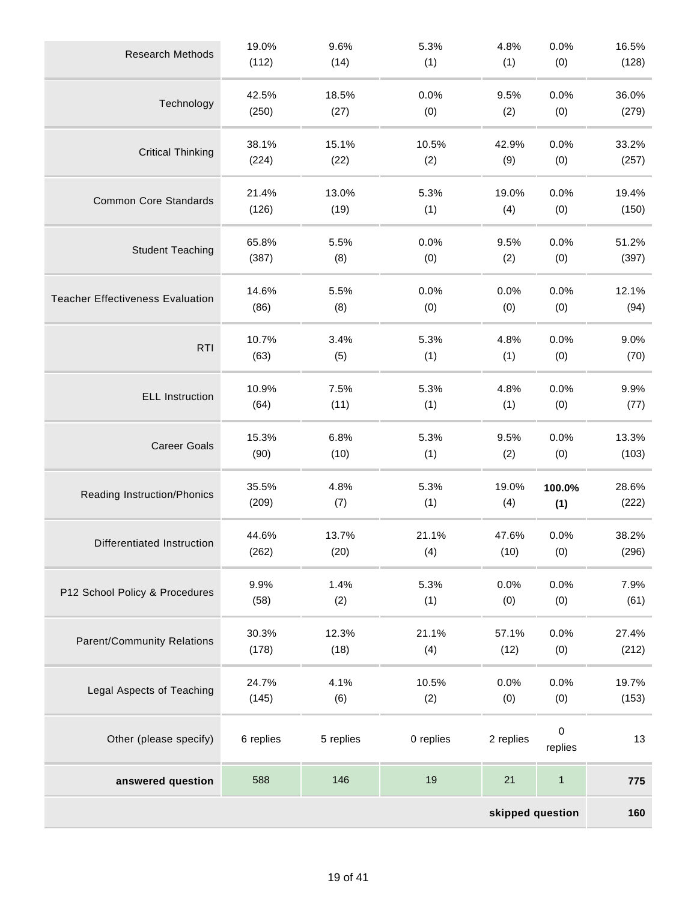| | | | | | | |
|---|---|---|---|---|---|---|
| Research Methods | 19.0% (112) | 9.6% (14) | 5.3% (1) | 4.8% (1) | 0.0% (0) | 16.5% (128) |
| Technology | 42.5% (250) | 18.5% (27) | 0.0% (0) | 9.5% (2) | 0.0% (0) | 36.0% (279) |
| Critical Thinking | 38.1% (224) | 15.1% (22) | 10.5% (2) | 42.9% (9) | 0.0% (0) | 33.2% (257) |
| Common Core Standards | 21.4% (126) | 13.0% (19) | 5.3% (1) | 19.0% (4) | 0.0% (0) | 19.4% (150) |
| Student Teaching | 65.8% (387) | 5.5% (8) | 0.0% (0) | 9.5% (2) | 0.0% (0) | 51.2% (397) |
| Teacher Effectiveness Evaluation | 14.6% (86) | 5.5% (8) | 0.0% (0) | 0.0% (0) | 0.0% (0) | 12.1% (94) |
| RTI | 10.7% (63) | 3.4% (5) | 5.3% (1) | 4.8% (1) | 0.0% (0) | 9.0% (70) |
| ELL Instruction | 10.9% (64) | 7.5% (11) | 5.3% (1) | 4.8% (1) | 0.0% (0) | 9.9% (77) |
| Career Goals | 15.3% (90) | 6.8% (10) | 5.3% (1) | 9.5% (2) | 0.0% (0) | 13.3% (103) |
| Reading Instruction/Phonics | 35.5% (209) | 4.8% (7) | 5.3% (1) | 19.0% (4) | **100.0% (1)** | 28.6% (222) |
| Differentiated Instruction | 44.6% (262) | 13.7% (20) | 21.1% (4) | 47.6% (10) | 0.0% (0) | 38.2% (296) |
| P12 School Policy & Procedures | 9.9% (58) | 1.4% (2) | 5.3% (1) | 0.0% (0) | 0.0% (0) | 7.9% (61) |
| Parent/Community Relations | 30.3% (178) | 12.3% (18) | 21.1% (4) | 57.1% (12) | 0.0% (0) | 27.4% (212) |
| Legal Aspects of Teaching | 24.7% (145) | 4.1% (6) | 10.5% (2) | 0.0% (0) | 0.0% (0) | 19.7% (153) |
| Other (please specify) | 6 replies | 5 replies | 0 replies | 2 replies | 0 replies | 13 |
| **answered question** | 588 | 146 | 19 | 21 | 1 | **775** |
| | | | | | **skipped question** | **160** |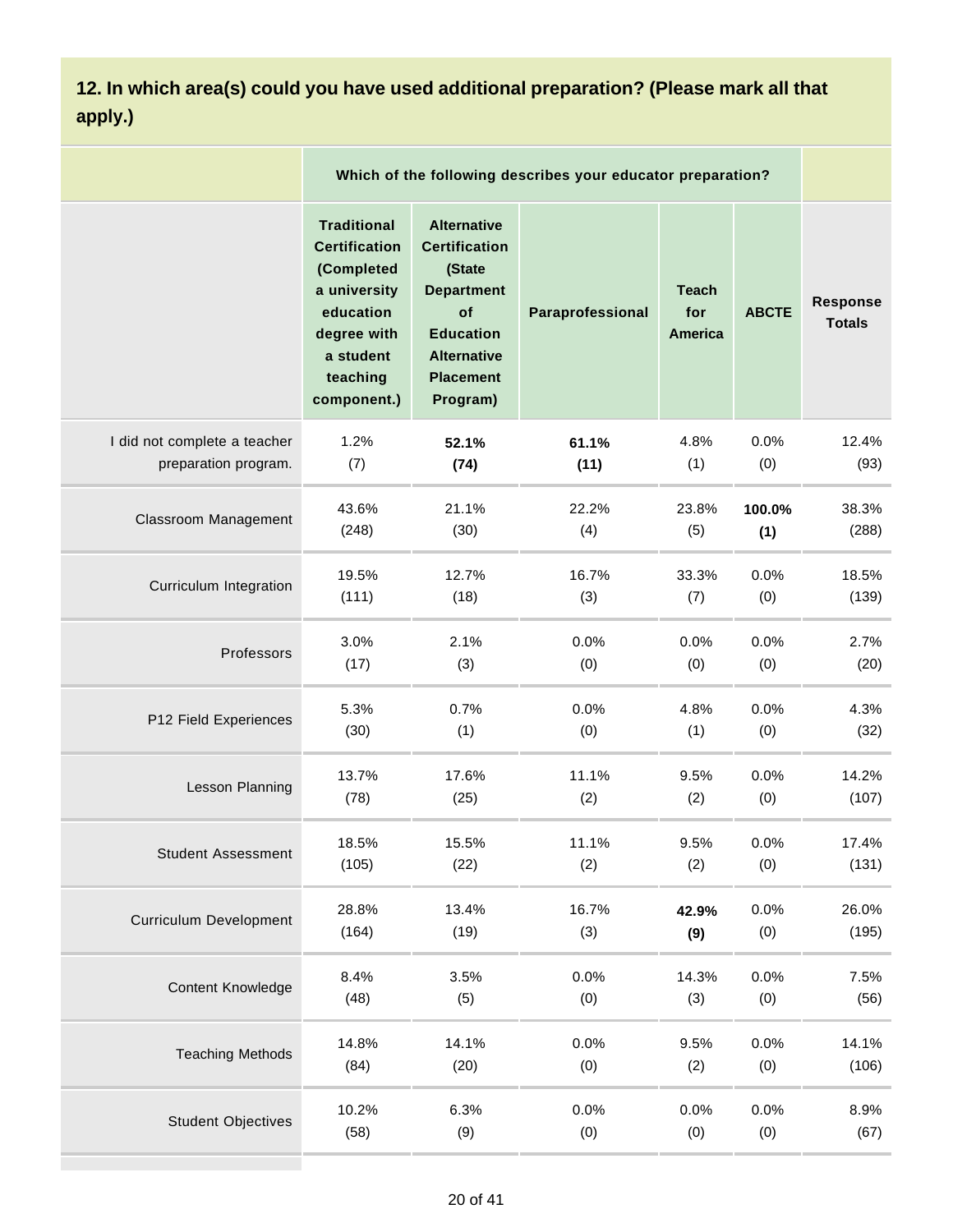## 12. In which area(s) could you have used additional preparation? (Please mark all that apply.)

| | Which of the following describes your educator preparation? | | | | | |
|---|---|---|---|---|---|---|
| | Traditional Certification (Completed a university education degree with a student teaching component.) | Alternative Certification (State Department of Education Alternative Placement Program) | Paraprofessional | Teach for America | ABCTE | Response Totals |
| I did not complete a teacher preparation program. | 1.2% (7) | **52.1% (74)** | **61.1% (11)** | 4.8% (1) | 0.0% (0) | 12.4% (93) |
| Classroom Management | 43.6% (248) | 21.1% (30) | 22.2% (4) | 23.8% (5) | **100.0% (1)** | 38.3% (288) |
| Curriculum Integration | 19.5% (111) | 12.7% (18) | 16.7% (3) | 33.3% (7) | 0.0% (0) | 18.5% (139) |
| Professors | 3.0% (17) | 2.1% (3) | 0.0% (0) | 0.0% (0) | 0.0% (0) | 2.7% (20) |
| P12 Field Experiences | 5.3% (30) | 0.7% (1) | 0.0% (0) | 4.8% (1) | 0.0% (0) | 4.3% (32) |
| Lesson Planning | 13.7% (78) | 17.6% (25) | 11.1% (2) | 9.5% (2) | 0.0% (0) | 14.2% (107) |
| Student Assessment | 18.5% (105) | 15.5% (22) | 11.1% (2) | 9.5% (2) | 0.0% (0) | 17.4% (131) |
| Curriculum Development | 28.8% (164) | 13.4% (19) | 16.7% (3) | **42.9% (9)** | 0.0% (0) | 26.0% (195) |
| Content Knowledge | 8.4% (48) | 3.5% (5) | 0.0% (0) | 14.3% (3) | 0.0% (0) | 7.5% (56) |
| Teaching Methods | 14.8% (84) | 14.1% (20) | 0.0% (0) | 9.5% (2) | 0.0% (0) | 14.1% (106) |
| Student Objectives | 10.2% (58) | 6.3% (9) | 0.0% (0) | 0.0% (0) | 0.0% (0) | 8.9% (67) |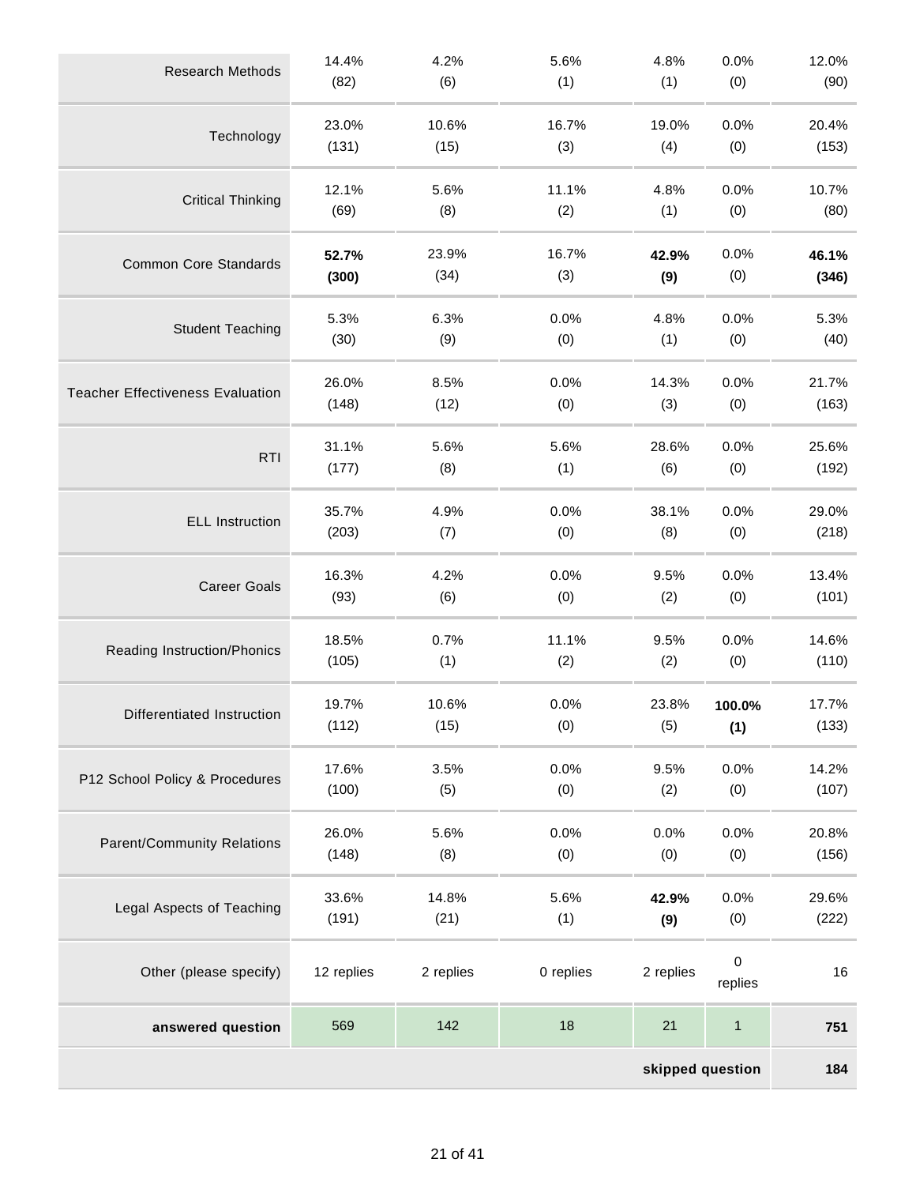| | | | | | | |
|---|---|---|---|---|---|---|
| Research Methods | 14.4% (82) | 4.2% (6) | 5.6% (1) | 4.8% (1) | 0.0% (0) | 12.0% (90) |
| Technology | 23.0% (131) | 10.6% (15) | 16.7% (3) | 19.0% (4) | 0.0% (0) | 20.4% (153) |
| Critical Thinking | 12.1% (69) | 5.6% (8) | 11.1% (2) | 4.8% (1) | 0.0% (0) | 10.7% (80) |
| Common Core Standards | **52.7% (300)** | 23.9% (34) | 16.7% (3) | **42.9% (9)** | 0.0% (0) | **46.1% (346)** |
| Student Teaching | 5.3% (30) | 6.3% (9) | 0.0% (0) | 4.8% (1) | 0.0% (0) | 5.3% (40) |
| Teacher Effectiveness Evaluation | 26.0% (148) | 8.5% (12) | 0.0% (0) | 14.3% (3) | 0.0% (0) | 21.7% (163) |
| RTI | 31.1% (177) | 5.6% (8) | 5.6% (1) | 28.6% (6) | 0.0% (0) | 25.6% (192) |
| ELL Instruction | 35.7% (203) | 4.9% (7) | 0.0% (0) | 38.1% (8) | 0.0% (0) | 29.0% (218) |
| Career Goals | 16.3% (93) | 4.2% (6) | 0.0% (0) | 9.5% (2) | 0.0% (0) | 13.4% (101) |
| Reading Instruction/Phonics | 18.5% (105) | 0.7% (1) | 11.1% (2) | 9.5% (2) | 0.0% (0) | 14.6% (110) |
| Differentiated Instruction | 19.7% (112) | 10.6% (15) | 0.0% (0) | 23.8% (5) | **100.0% (1)** | 17.7% (133) |
| P12 School Policy & Procedures | 17.6% (100) | 3.5% (5) | 0.0% (0) | 9.5% (2) | 0.0% (0) | 14.2% (107) |
| Parent/Community Relations | 26.0% (148) | 5.6% (8) | 0.0% (0) | 0.0% (0) | 0.0% (0) | 20.8% (156) |
| Legal Aspects of Teaching | 33.6% (191) | 14.8% (21) | 5.6% (1) | **42.9% (9)** | 0.0% (0) | 29.6% (222) |
| Other (please specify) | 12 replies | 2 replies | 0 replies | 2 replies | 0 replies | 16 |
| **answered question** | 569 | 142 | 18 | 21 | 1 | **751** |
| | | | | | **skipped question** | **184** |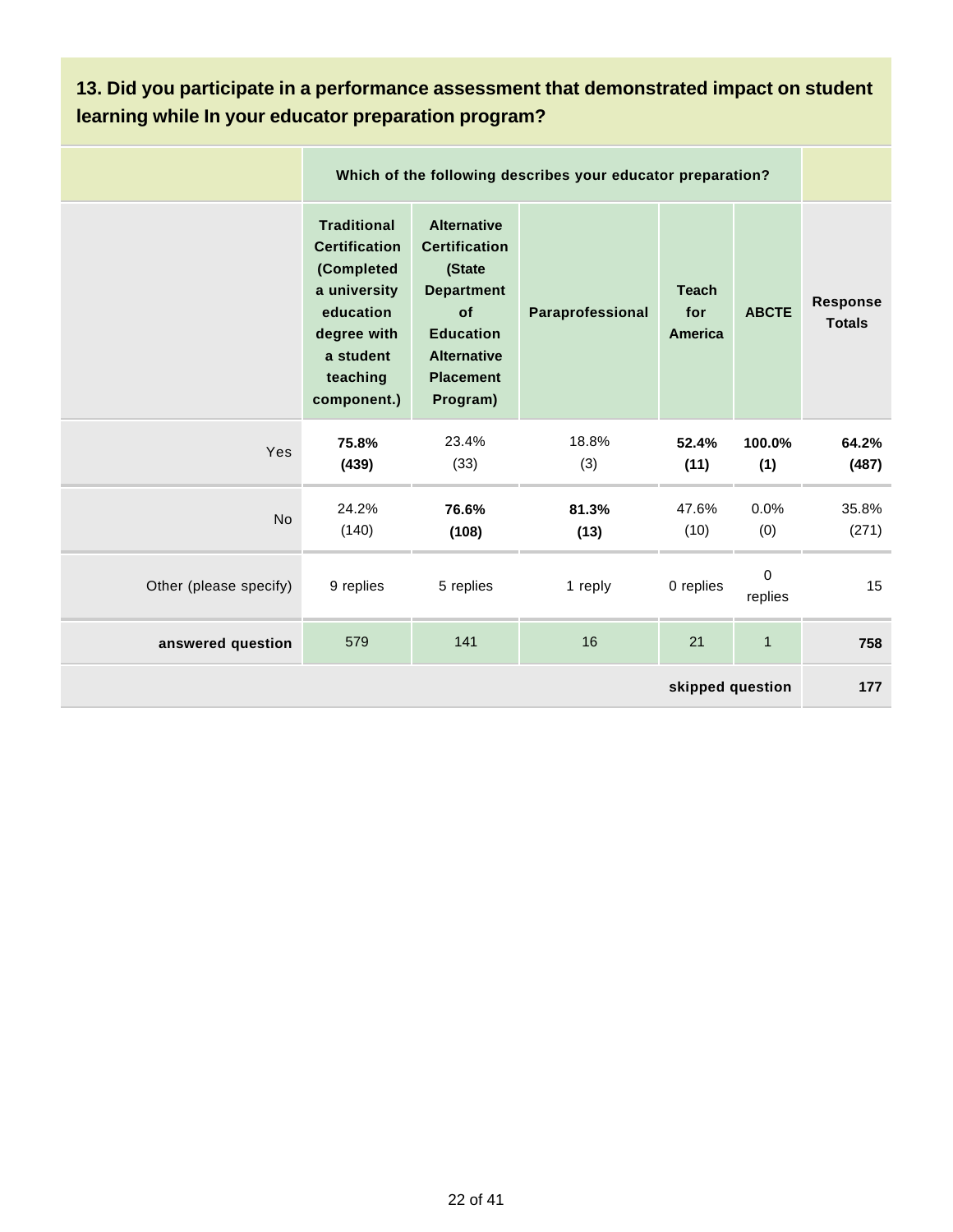## 13. Did you participate in a performance assessment that demonstrated impact on student learning while In your educator preparation program?

| | Which of the following describes your educator preparation? | | | | | |
|---|---|---|---|---|---|---|
| | **Traditional Certification (Completed a university education degree with a student teaching component.)** | **Alternative Certification (State Department of Education Alternative Placement Program)** | **Paraprofessional** | **Teach for America** | **ABCTE** | **Response Totals** |
| Yes | **75.8% (439)** | 23.4% (33) | 18.8% (3) | **52.4% (11)** | **100.0% (1)** | **64.2% (487)** |
| No | 24.2% (140) | **76.6% (108)** | **81.3% (13)** | 47.6% (10) | 0.0% (0) | 35.8% (271) |
| Other (please specify) | 9 replies | 5 replies | 1 reply | 0 replies | 0 replies | 15 |
| **answered question** | 579 | 141 | 16 | 21 | 1 | **758** |
| | | | | | **skipped question** | **177** |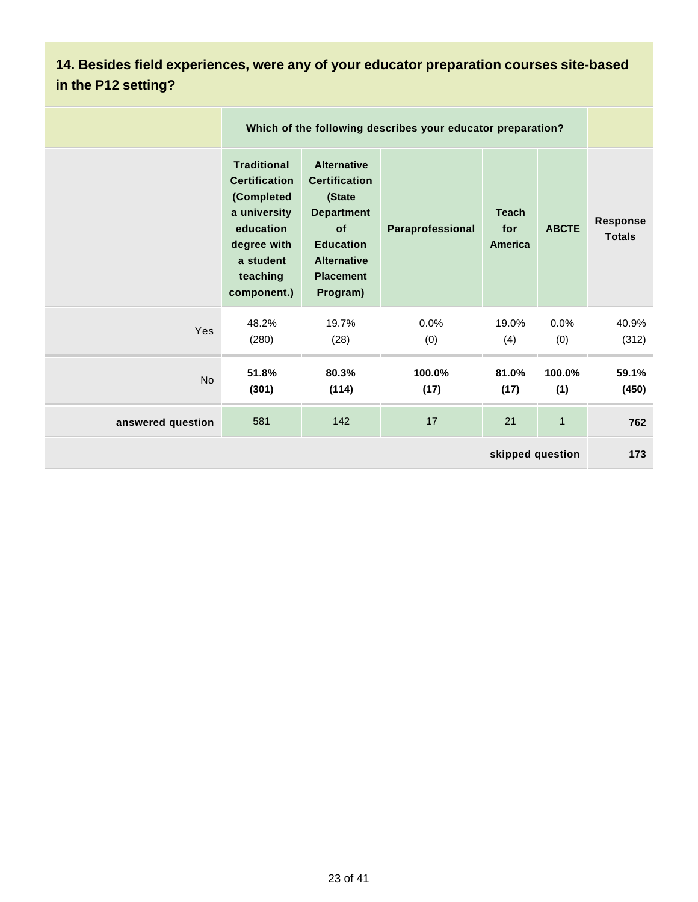### 14. Besides field experiences, were any of your educator preparation courses site-based in the P12 setting?

| | Which of the following describes your educator preparation? | | | | | |
|---|---|---|---|---|---|---|
| | **Traditional Certification (Completed a university education degree with a student teaching component.)** | **Alternative Certification (State Department of Education Alternative Placement Program)** | **Paraprofessional** | **Teach for America** | **ABCTE** | **Response Totals** |
| Yes | 48.2% (280) | 19.7% (28) | 0.0% (0) | 19.0% (4) | 0.0% (0) | 40.9% (312) |
| No | **51.8% (301)** | **80.3% (114)** | **100.0% (17)** | **81.0% (17)** | **100.0% (1)** | **59.1% (450)** |
| **answered question** | 581 | 142 | 17 | 21 | 1 | **762** |
| | | | | | **skipped question** | **173** |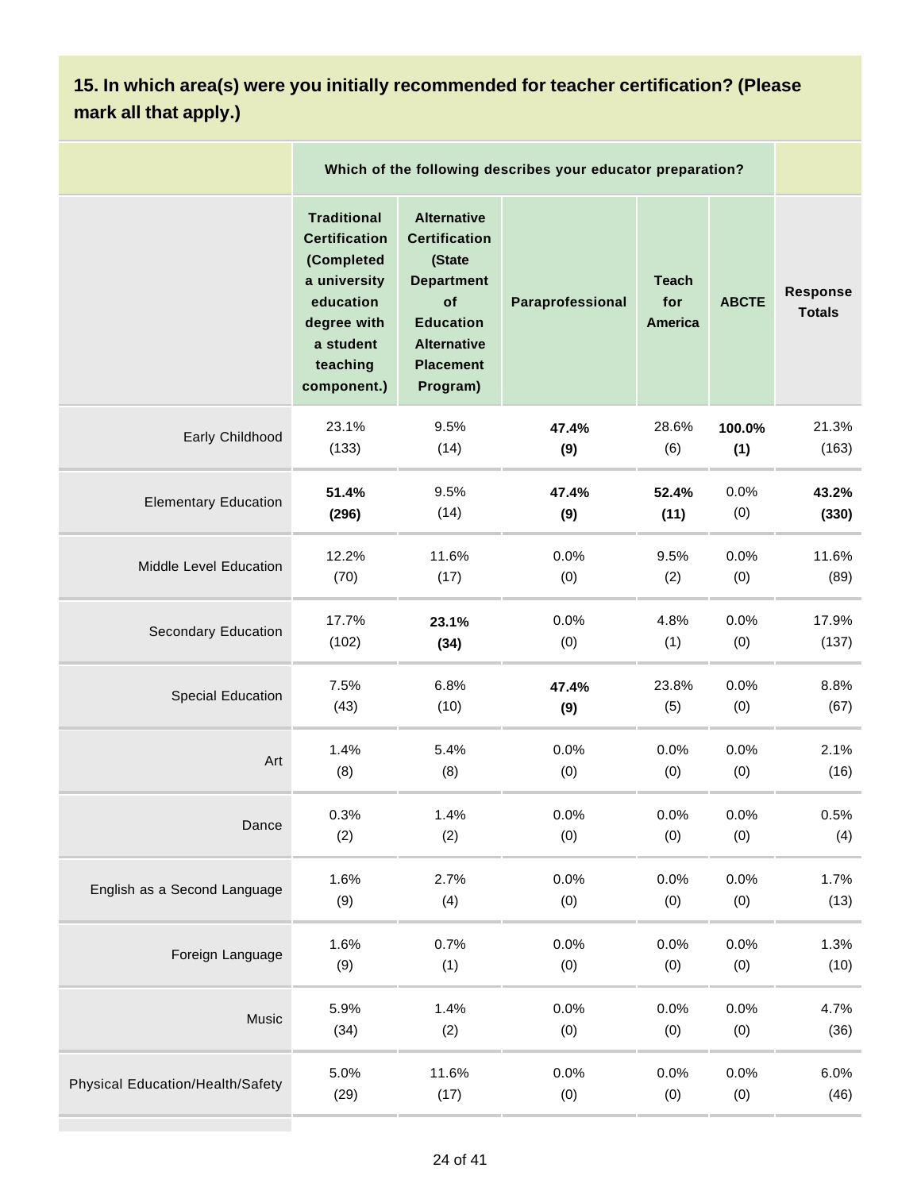### 15. In which area(s) were you initially recommended for teacher certification? (Please mark all that apply.)

| | Which of the following describes your educator preparation? | | | | | |
|---|---|---|---|---|---|---|
| | **Traditional Certification (Completed a university education degree with a student teaching component.)** | **Alternative Certification (State Department of Education Alternative Placement Program)** | **Paraprofessional** | **Teach for America** | **ABCTE** | **Response Totals** |
| Early Childhood | 23.1% (133) | 9.5% (14) | **47.4% (9)** | 28.6% (6) | **100.0% (1)** | 21.3% (163) |
| Elementary Education | **51.4% (296)** | 9.5% (14) | **47.4% (9)** | **52.4% (11)** | 0.0% (0) | **43.2% (330)** |
| Middle Level Education | 12.2% (70) | 11.6% (17) | 0.0% (0) | 9.5% (2) | 0.0% (0) | 11.6% (89) |
| Secondary Education | 17.7% (102) | **23.1% (34)** | 0.0% (0) | 4.8% (1) | 0.0% (0) | 17.9% (137) |
| Special Education | 7.5% (43) | 6.8% (10) | **47.4% (9)** | 23.8% (5) | 0.0% (0) | 8.8% (67) |
| Art | 1.4% (8) | 5.4% (8) | 0.0% (0) | 0.0% (0) | 0.0% (0) | 2.1% (16) |
| Dance | 0.3% (2) | 1.4% (2) | 0.0% (0) | 0.0% (0) | 0.0% (0) | 0.5% (4) |
| English as a Second Language | 1.6% (9) | 2.7% (4) | 0.0% (0) | 0.0% (0) | 0.0% (0) | 1.7% (13) |
| Foreign Language | 1.6% (9) | 0.7% (1) | 0.0% (0) | 0.0% (0) | 0.0% (0) | 1.3% (10) |
| Music | 5.9% (34) | 1.4% (2) | 0.0% (0) | 0.0% (0) | 0.0% (0) | 4.7% (36) |
| Physical Education/Health/Safety | 5.0% (29) | 11.6% (17) | 0.0% (0) | 0.0% (0) | 0.0% (0) | 6.0% (46) |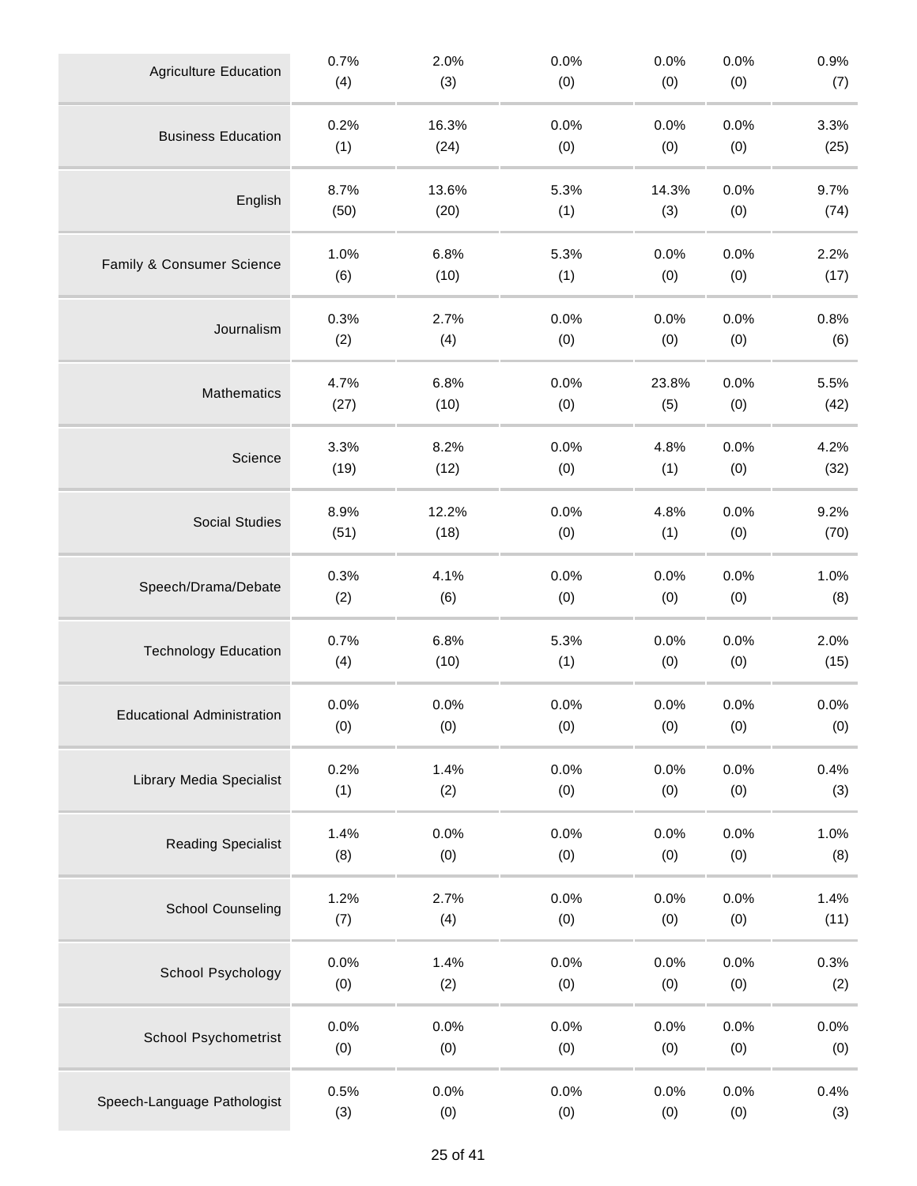| | | | | | | |
|---|---|---|---|---|---|---|
| Agriculture Education | 0.7% (4) | 2.0% (3) | 0.0% (0) | 0.0% (0) | 0.0% (0) | 0.9% (7) |
| Business Education | 0.2% (1) | 16.3% (24) | 0.0% (0) | 0.0% (0) | 0.0% (0) | 3.3% (25) |
| English | 8.7% (50) | 13.6% (20) | 5.3% (1) | 14.3% (3) | 0.0% (0) | 9.7% (74) |
| Family & Consumer Science | 1.0% (6) | 6.8% (10) | 5.3% (1) | 0.0% (0) | 0.0% (0) | 2.2% (17) |
| Journalism | 0.3% (2) | 2.7% (4) | 0.0% (0) | 0.0% (0) | 0.0% (0) | 0.8% (6) |
| Mathematics | 4.7% (27) | 6.8% (10) | 0.0% (0) | 23.8% (5) | 0.0% (0) | 5.5% (42) |
| Science | 3.3% (19) | 8.2% (12) | 0.0% (0) | 4.8% (1) | 0.0% (0) | 4.2% (32) |
| Social Studies | 8.9% (51) | 12.2% (18) | 0.0% (0) | 4.8% (1) | 0.0% (0) | 9.2% (70) |
| Speech/Drama/Debate | 0.3% (2) | 4.1% (6) | 0.0% (0) | 0.0% (0) | 0.0% (0) | 1.0% (8) |
| Technology Education | 0.7% (4) | 6.8% (10) | 5.3% (1) | 0.0% (0) | 0.0% (0) | 2.0% (15) |
| Educational Administration | 0.0% (0) | 0.0% (0) | 0.0% (0) | 0.0% (0) | 0.0% (0) | 0.0% (0) |
| Library Media Specialist | 0.2% (1) | 1.4% (2) | 0.0% (0) | 0.0% (0) | 0.0% (0) | 0.4% (3) |
| Reading Specialist | 1.4% (8) | 0.0% (0) | 0.0% (0) | 0.0% (0) | 0.0% (0) | 1.0% (8) |
| School Counseling | 1.2% (7) | 2.7% (4) | 0.0% (0) | 0.0% (0) | 0.0% (0) | 1.4% (11) |
| School Psychology | 0.0% (0) | 1.4% (2) | 0.0% (0) | 0.0% (0) | 0.0% (0) | 0.3% (2) |
| School Psychometrist | 0.0% (0) | 0.0% (0) | 0.0% (0) | 0.0% (0) | 0.0% (0) | 0.0% (0) |
| Speech-Language Pathologist | 0.5% (3) | 0.0% (0) | 0.0% (0) | 0.0% (0) | 0.0% (0) | 0.4% (3) |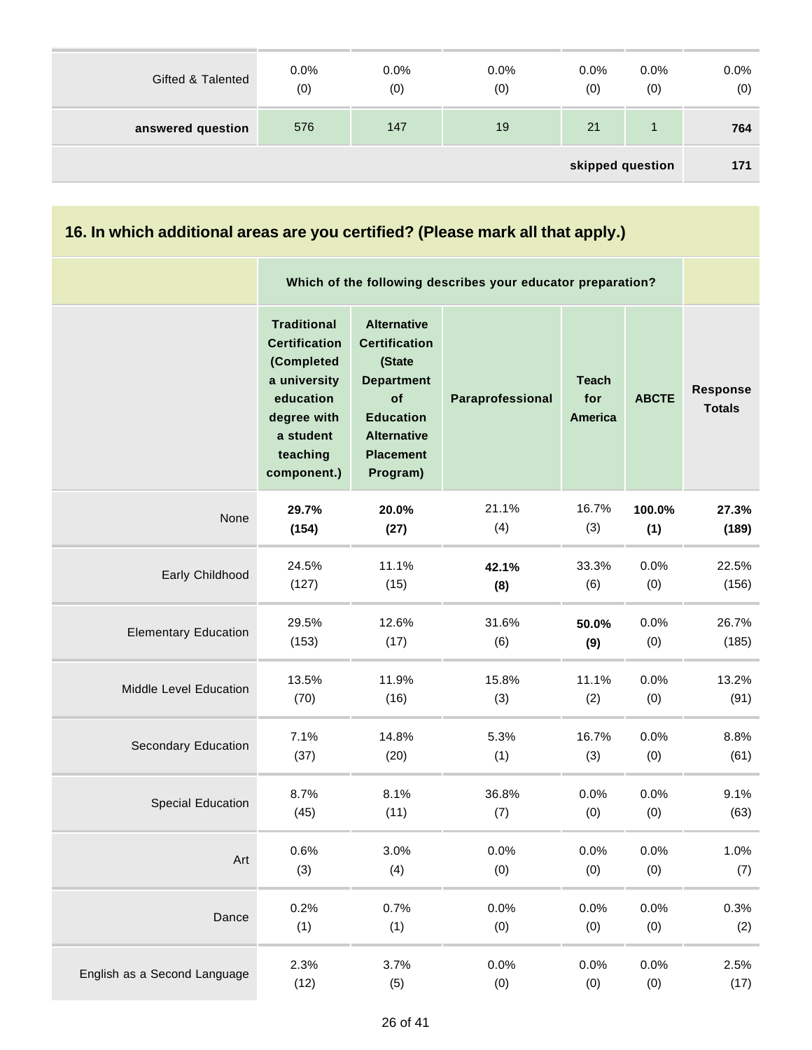| | | | | | | |
|---|---|---|---|---|---|---|
| Gifted & Talented | 0.0% (0) | 0.0% (0) | 0.0% (0) | 0.0% (0) | 0.0% (0) | 0.0% (0) |
| **answered question** | 576 | 147 | 19 | 21 | 1 | **764** |
| | | | | | **skipped question** | **171** |

## 16. In which additional areas are you certified? (Please mark all that apply.)

| | **Which of the following describes your educator preparation?** | | | | | |
|---|---|---|---|---|---|---|
| | **Traditional Certification (Completed a university education degree with a student teaching component.)** | **Alternative Certification (State Department of Education Alternative Placement Program)** | **Paraprofessional** | **Teach for America** | **ABCTE** | **Response Totals** |
| None | **29.7% (154)** | **20.0% (27)** | 21.1% (4) | 16.7% (3) | **100.0% (1)** | **27.3% (189)** |
| Early Childhood | 24.5% (127) | 11.1% (15) | **42.1% (8)** | 33.3% (6) | 0.0% (0) | 22.5% (156) |
| Elementary Education | 29.5% (153) | 12.6% (17) | 31.6% (6) | **50.0% (9)** | 0.0% (0) | 26.7% (185) |
| Middle Level Education | 13.5% (70) | 11.9% (16) | 15.8% (3) | 11.1% (2) | 0.0% (0) | 13.2% (91) |
| Secondary Education | 7.1% (37) | 14.8% (20) | 5.3% (1) | 16.7% (3) | 0.0% (0) | 8.8% (61) |
| Special Education | 8.7% (45) | 8.1% (11) | 36.8% (7) | 0.0% (0) | 0.0% (0) | 9.1% (63) |
| Art | 0.6% (3) | 3.0% (4) | 0.0% (0) | 0.0% (0) | 0.0% (0) | 1.0% (7) |
| Dance | 0.2% (1) | 0.7% (1) | 0.0% (0) | 0.0% (0) | 0.0% (0) | 0.3% (2) |
| English as a Second Language | 2.3% (12) | 3.7% (5) | 0.0% (0) | 0.0% (0) | 0.0% (0) | 2.5% (17) |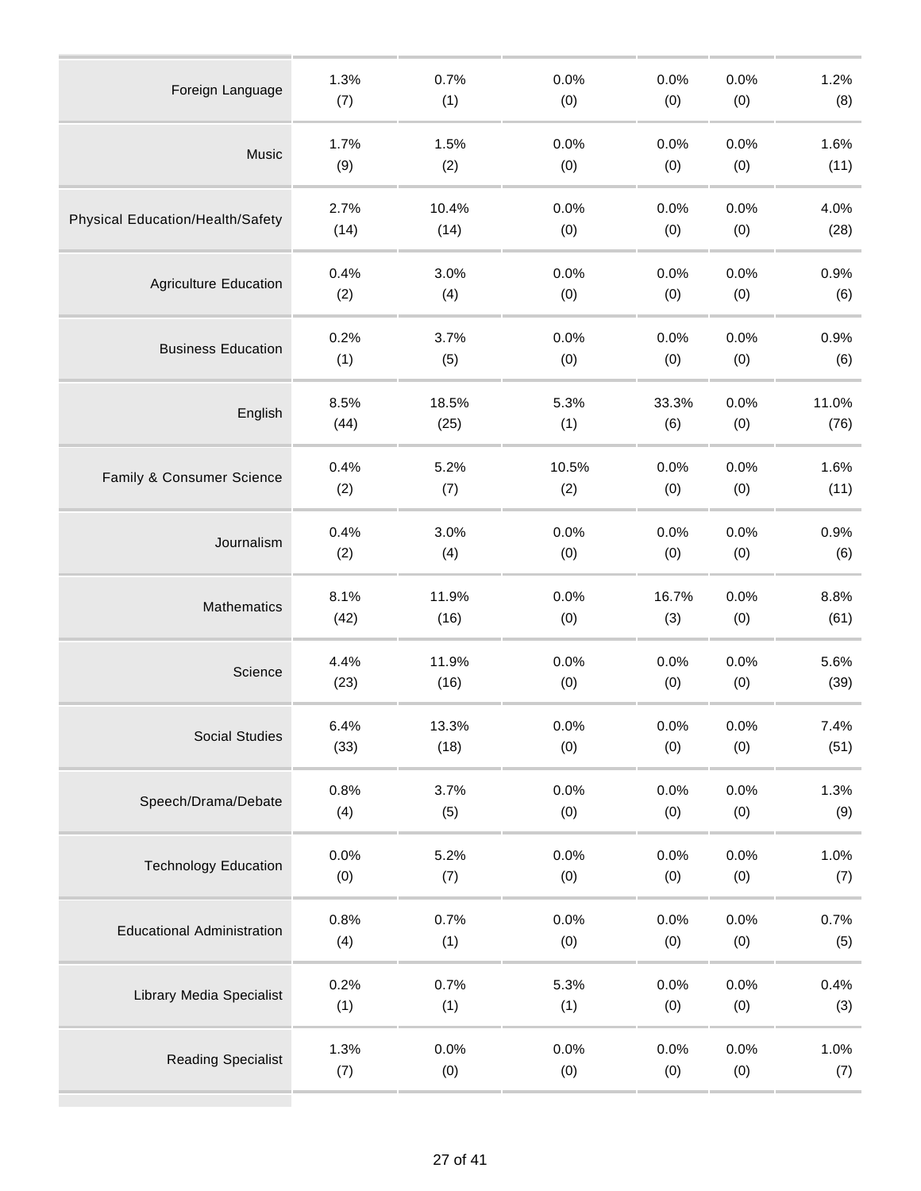| | | | | | | |
|---|---|---|---|---|---|---|
| Foreign Language | 1.3%<br>(7) | 0.7%<br>(1) | 0.0%<br>(0) | 0.0%<br>(0) | 0.0%<br>(0) | 1.2%<br>(8) |
| Music | 1.7%<br>(9) | 1.5%<br>(2) | 0.0%<br>(0) | 0.0%<br>(0) | 0.0%<br>(0) | 1.6%<br>(11) |
| Physical Education/Health/Safety | 2.7%<br>(14) | 10.4%<br>(14) | 0.0%<br>(0) | 0.0%<br>(0) | 0.0%<br>(0) | 4.0%<br>(28) |
| Agriculture Education | 0.4%<br>(2) | 3.0%<br>(4) | 0.0%<br>(0) | 0.0%<br>(0) | 0.0%<br>(0) | 0.9%<br>(6) |
| Business Education | 0.2%<br>(1) | 3.7%<br>(5) | 0.0%<br>(0) | 0.0%<br>(0) | 0.0%<br>(0) | 0.9%<br>(6) |
| English | 8.5%<br>(44) | 18.5%<br>(25) | 5.3%<br>(1) | 33.3%<br>(6) | 0.0%<br>(0) | 11.0%<br>(76) |
| Family & Consumer Science | 0.4%<br>(2) | 5.2%<br>(7) | 10.5%<br>(2) | 0.0%<br>(0) | 0.0%<br>(0) | 1.6%<br>(11) |
| Journalism | 0.4%<br>(2) | 3.0%<br>(4) | 0.0%<br>(0) | 0.0%<br>(0) | 0.0%<br>(0) | 0.9%<br>(6) |
| Mathematics | 8.1%<br>(42) | 11.9%<br>(16) | 0.0%<br>(0) | 16.7%<br>(3) | 0.0%<br>(0) | 8.8%<br>(61) |
| Science | 4.4%<br>(23) | 11.9%<br>(16) | 0.0%<br>(0) | 0.0%<br>(0) | 0.0%<br>(0) | 5.6%<br>(39) |
| Social Studies | 6.4%<br>(33) | 13.3%<br>(18) | 0.0%<br>(0) | 0.0%<br>(0) | 0.0%<br>(0) | 7.4%<br>(51) |
| Speech/Drama/Debate | 0.8%<br>(4) | 3.7%<br>(5) | 0.0%<br>(0) | 0.0%<br>(0) | 0.0%<br>(0) | 1.3%<br>(9) |
| Technology Education | 0.0%<br>(0) | 5.2%<br>(7) | 0.0%<br>(0) | 0.0%<br>(0) | 0.0%<br>(0) | 1.0%<br>(7) |
| Educational Administration | 0.8%<br>(4) | 0.7%<br>(1) | 0.0%<br>(0) | 0.0%<br>(0) | 0.0%<br>(0) | 0.7%<br>(5) |
| Library Media Specialist | 0.2%<br>(1) | 0.7%<br>(1) | 5.3%<br>(1) | 0.0%<br>(0) | 0.0%<br>(0) | 0.4%<br>(3) |
| Reading Specialist | 1.3%<br>(7) | 0.0%<br>(0) | 0.0%<br>(0) | 0.0%<br>(0) | 0.0%<br>(0) | 1.0%<br>(7) |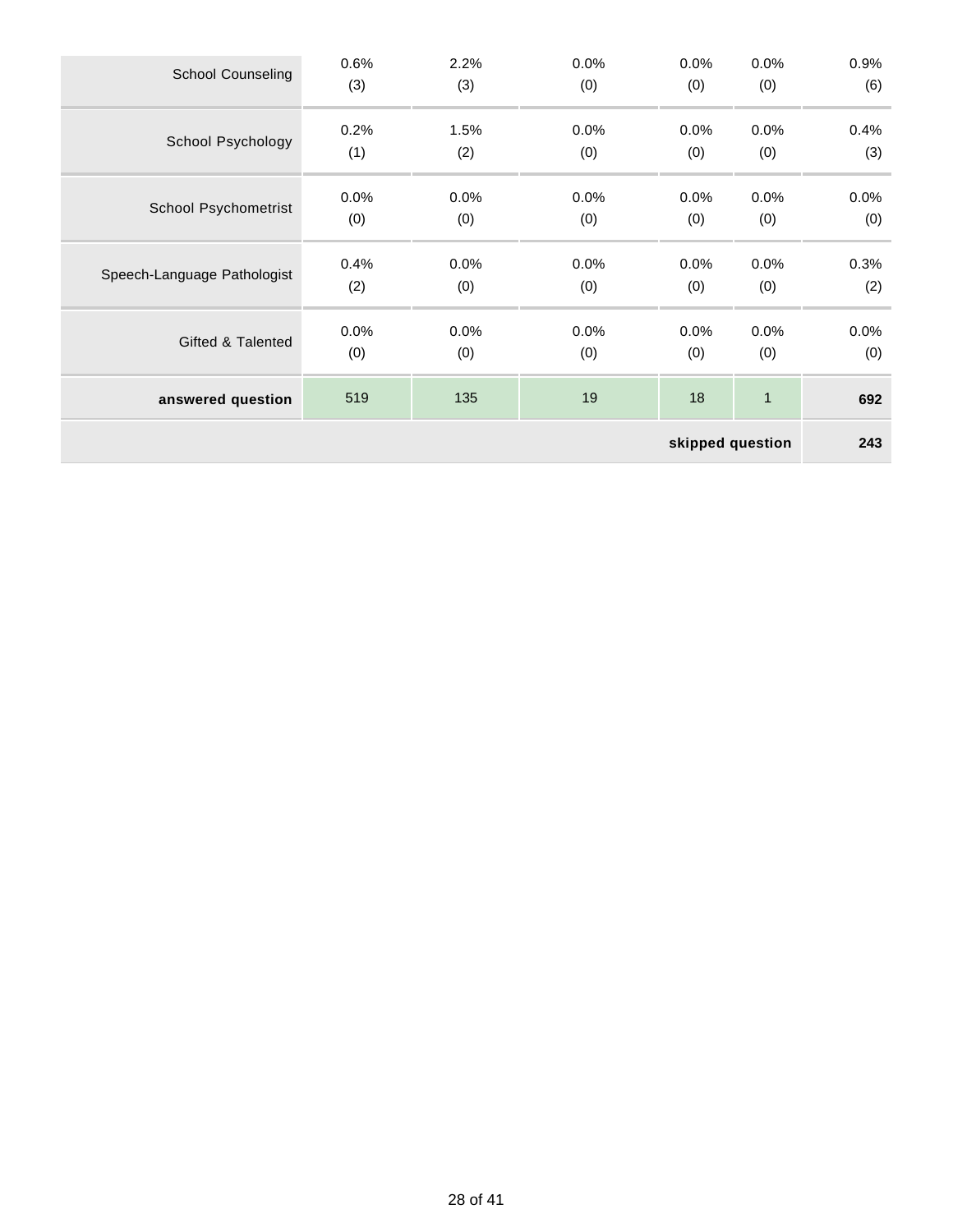| | | | | | | |
|---|---|---|---|---|---|---|
| School Counseling | 0.6%<br>(3) | 2.2%<br>(3) | 0.0%<br>(0) | 0.0%<br>(0) | 0.0%<br>(0) | 0.9%<br>(6) |
| School Psychology | 0.2%<br>(1) | 1.5%<br>(2) | 0.0%<br>(0) | 0.0%<br>(0) | 0.0%<br>(0) | 0.4%<br>(3) |
| School Psychometrist | 0.0%<br>(0) | 0.0%<br>(0) | 0.0%<br>(0) | 0.0%<br>(0) | 0.0%<br>(0) | 0.0%<br>(0) |
| Speech-Language Pathologist | 0.4%<br>(2) | 0.0%<br>(0) | 0.0%<br>(0) | 0.0%<br>(0) | 0.0%<br>(0) | 0.3%<br>(2) |
| Gifted & Talented | 0.0%<br>(0) | 0.0%<br>(0) | 0.0%<br>(0) | 0.0%<br>(0) | 0.0%<br>(0) | 0.0%<br>(0) |
| **answered question** | 519 | 135 | 19 | 18 | 1 | **692** |
| | | | | | **skipped question** | **243** |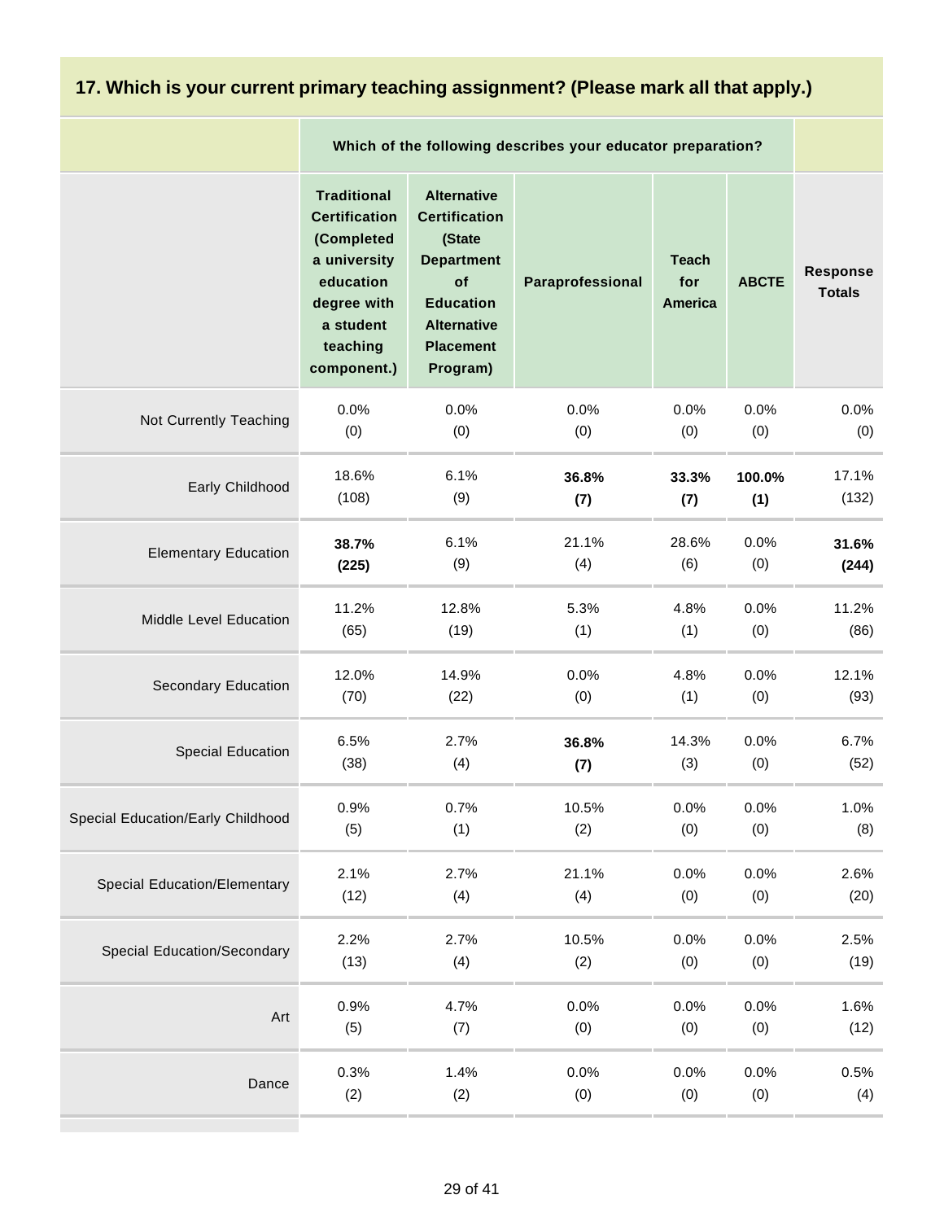## 17. Which is your current primary teaching assignment? (Please mark all that apply.)

| | Which of the following describes your educator preparation? | | | | | |
|---|---|---|---|---|---|---|
| | Traditional Certification (Completed a university education degree with a student teaching component.) | Alternative Certification (State Department of Education Alternative Placement Program) | Paraprofessional | Teach for America | ABCTE | Response Totals |
| Not Currently Teaching | 0.0% (0) | 0.0% (0) | 0.0% (0) | 0.0% (0) | 0.0% (0) | 0.0% (0) |
| Early Childhood | 18.6% (108) | 6.1% (9) | **36.8% (7)** | **33.3% (7)** | **100.0% (1)** | 17.1% (132) |
| Elementary Education | **38.7% (225)** | 6.1% (9) | 21.1% (4) | 28.6% (6) | 0.0% (0) | **31.6% (244)** |
| Middle Level Education | 11.2% (65) | 12.8% (19) | 5.3% (1) | 4.8% (1) | 0.0% (0) | 11.2% (86) |
| Secondary Education | 12.0% (70) | 14.9% (22) | 0.0% (0) | 4.8% (1) | 0.0% (0) | 12.1% (93) |
| Special Education | 6.5% (38) | 2.7% (4) | **36.8% (7)** | 14.3% (3) | 0.0% (0) | 6.7% (52) |
| Special Education/Early Childhood | 0.9% (5) | 0.7% (1) | 10.5% (2) | 0.0% (0) | 0.0% (0) | 1.0% (8) |
| Special Education/Elementary | 2.1% (12) | 2.7% (4) | 21.1% (4) | 0.0% (0) | 0.0% (0) | 2.6% (20) |
| Special Education/Secondary | 2.2% (13) | 2.7% (4) | 10.5% (2) | 0.0% (0) | 0.0% (0) | 2.5% (19) |
| Art | 0.9% (5) | 4.7% (7) | 0.0% (0) | 0.0% (0) | 0.0% (0) | 1.6% (12) |
| Dance | 0.3% (2) | 1.4% (2) | 0.0% (0) | 0.0% (0) | 0.0% (0) | 0.5% (4) |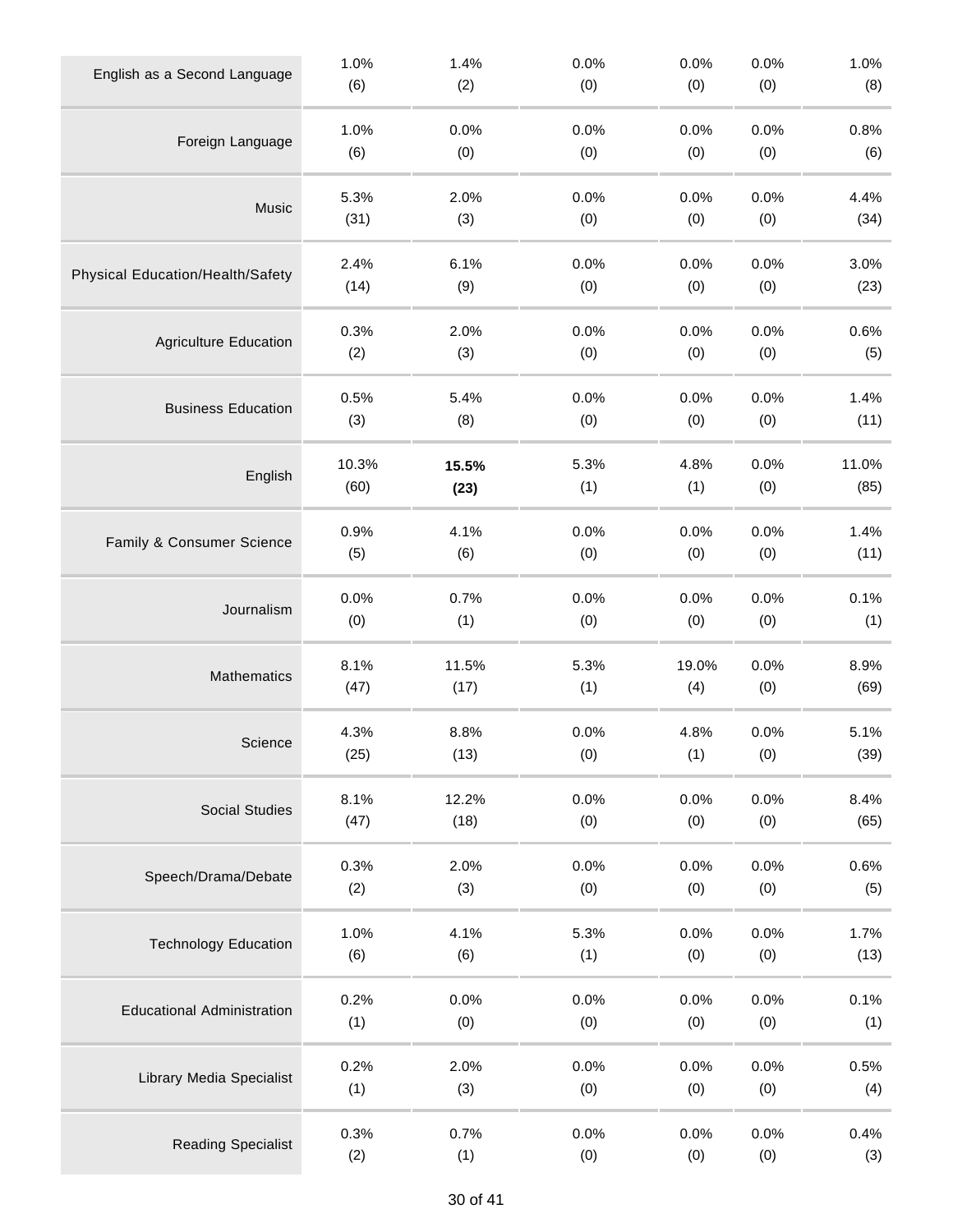| | | | | | | |
|---|---|---|---|---|---|---|
| English as a Second Language | 1.0% (6) | 1.4% (2) | 0.0% (0) | 0.0% (0) | 0.0% (0) | 1.0% (8) |
| Foreign Language | 1.0% (6) | 0.0% (0) | 0.0% (0) | 0.0% (0) | 0.0% (0) | 0.8% (6) |
| Music | 5.3% (31) | 2.0% (3) | 0.0% (0) | 0.0% (0) | 0.0% (0) | 4.4% (34) |
| Physical Education/Health/Safety | 2.4% (14) | 6.1% (9) | 0.0% (0) | 0.0% (0) | 0.0% (0) | 3.0% (23) |
| Agriculture Education | 0.3% (2) | 2.0% (3) | 0.0% (0) | 0.0% (0) | 0.0% (0) | 0.6% (5) |
| Business Education | 0.5% (3) | 5.4% (8) | 0.0% (0) | 0.0% (0) | 0.0% (0) | 1.4% (11) |
| English | 10.3% (60) | **15.5% (23)** | 5.3% (1) | 4.8% (1) | 0.0% (0) | 11.0% (85) |
| Family & Consumer Science | 0.9% (5) | 4.1% (6) | 0.0% (0) | 0.0% (0) | 0.0% (0) | 1.4% (11) |
| Journalism | 0.0% (0) | 0.7% (1) | 0.0% (0) | 0.0% (0) | 0.0% (0) | 0.1% (1) |
| Mathematics | 8.1% (47) | 11.5% (17) | 5.3% (1) | 19.0% (4) | 0.0% (0) | 8.9% (69) |
| Science | 4.3% (25) | 8.8% (13) | 0.0% (0) | 4.8% (1) | 0.0% (0) | 5.1% (39) |
| Social Studies | 8.1% (47) | 12.2% (18) | 0.0% (0) | 0.0% (0) | 0.0% (0) | 8.4% (65) |
| Speech/Drama/Debate | 0.3% (2) | 2.0% (3) | 0.0% (0) | 0.0% (0) | 0.0% (0) | 0.6% (5) |
| Technology Education | 1.0% (6) | 4.1% (6) | 5.3% (1) | 0.0% (0) | 0.0% (0) | 1.7% (13) |
| Educational Administration | 0.2% (1) | 0.0% (0) | 0.0% (0) | 0.0% (0) | 0.0% (0) | 0.1% (1) |
| Library Media Specialist | 0.2% (1) | 2.0% (3) | 0.0% (0) | 0.0% (0) | 0.0% (0) | 0.5% (4) |
| Reading Specialist | 0.3% (2) | 0.7% (1) | 0.0% (0) | 0.0% (0) | 0.0% (0) | 0.4% (3) |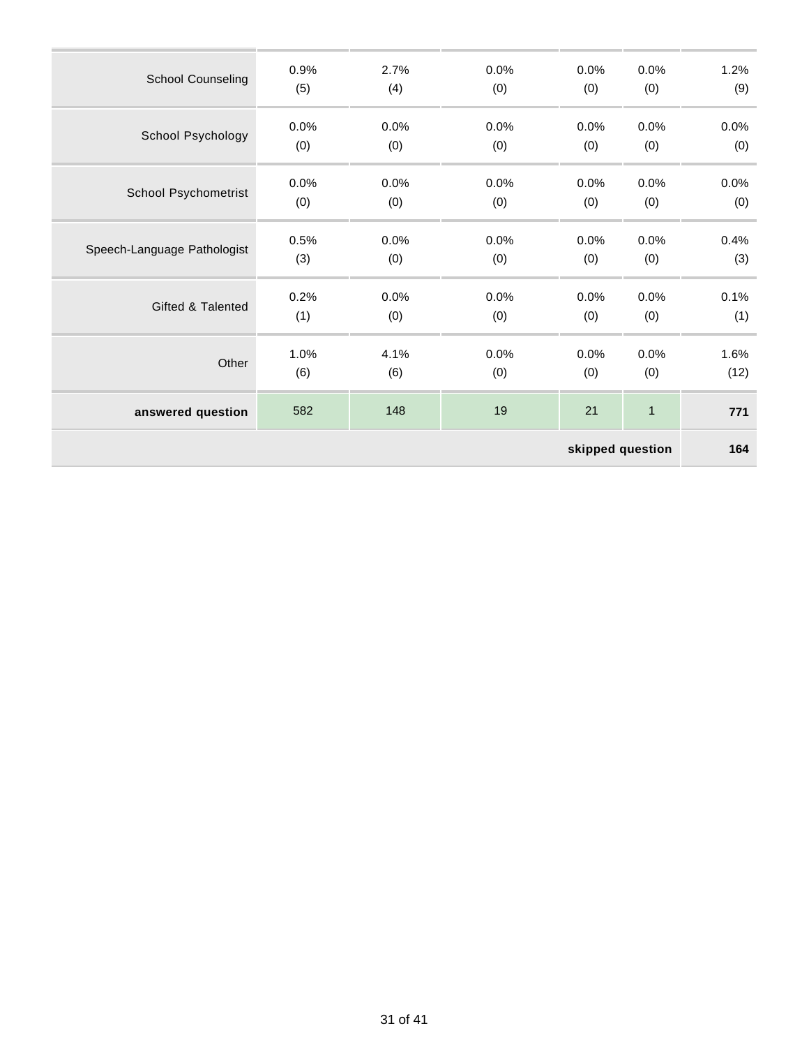| | | | | | | |
|---|---|---|---|---|---|---|
| School Counseling | 0.9% (5) | 2.7% (4) | 0.0% (0) | 0.0% (0) | 0.0% (0) | 1.2% (9) |
| School Psychology | 0.0% (0) | 0.0% (0) | 0.0% (0) | 0.0% (0) | 0.0% (0) | 0.0% (0) |
| School Psychometrist | 0.0% (0) | 0.0% (0) | 0.0% (0) | 0.0% (0) | 0.0% (0) | 0.0% (0) |
| Speech-Language Pathologist | 0.5% (3) | 0.0% (0) | 0.0% (0) | 0.0% (0) | 0.0% (0) | 0.4% (3) |
| Gifted & Talented | 0.2% (1) | 0.0% (0) | 0.0% (0) | 0.0% (0) | 0.0% (0) | 0.1% (1) |
| Other | 1.0% (6) | 4.1% (6) | 0.0% (0) | 0.0% (0) | 0.0% (0) | 1.6% (12) |
| **answered question** | 582 | 148 | 19 | 21 | 1 | **771** |
| | | | | | **skipped question** | **164** |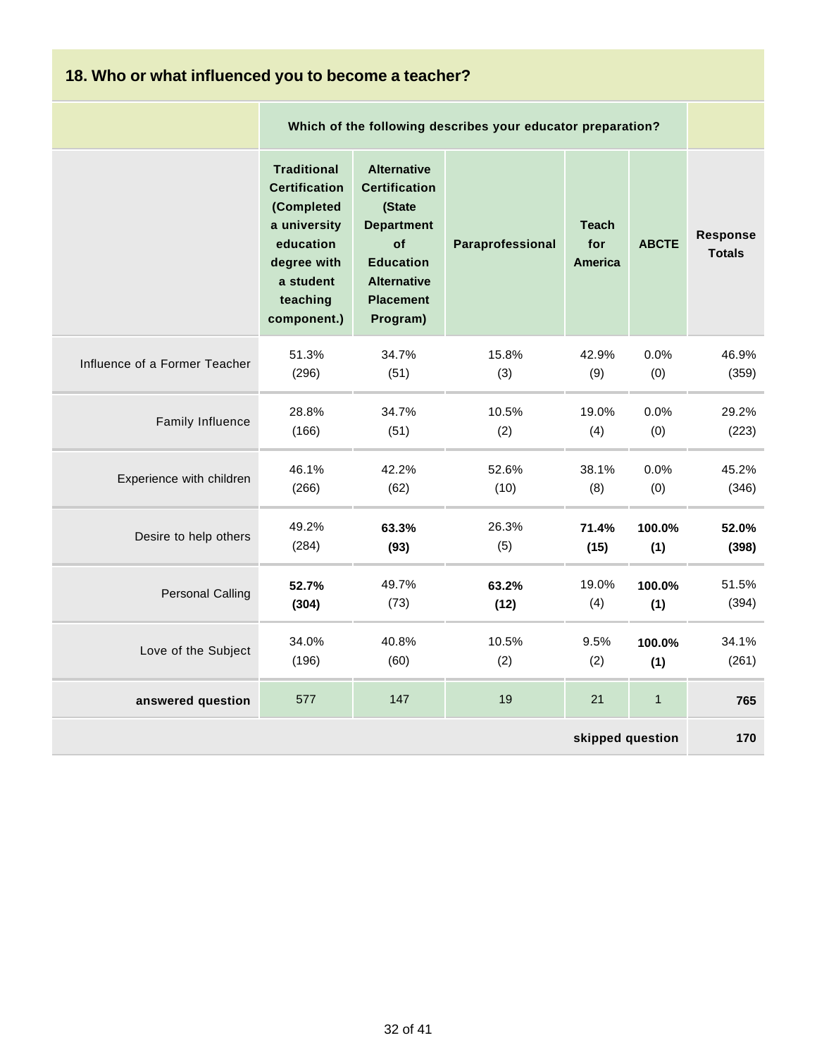## 18. Who or what influenced you to become a teacher?

| | Which of the following describes your educator preparation? | | | | | |
|---|---|---|---|---|---|---|
| | **Traditional Certification (Completed a university education degree with a student teaching component.)** | **Alternative Certification (State Department of Education Alternative Placement Program)** | **Paraprofessional** | **Teach for America** | **ABCTE** | **Response Totals** |
| Influence of a Former Teacher | 51.3% (296) | 34.7% (51) | 15.8% (3) | 42.9% (9) | 0.0% (0) | 46.9% (359) |
| Family Influence | 28.8% (166) | 34.7% (51) | 10.5% (2) | 19.0% (4) | 0.0% (0) | 29.2% (223) |
| Experience with children | 46.1% (266) | 42.2% (62) | 52.6% (10) | 38.1% (8) | 0.0% (0) | 45.2% (346) |
| Desire to help others | 49.2% (284) | **63.3% (93)** | 26.3% (5) | **71.4% (15)** | **100.0% (1)** | **52.0% (398)** |
| Personal Calling | **52.7% (304)** | 49.7% (73) | **63.2% (12)** | 19.0% (4) | **100.0% (1)** | 51.5% (394) |
| Love of the Subject | 34.0% (196) | 40.8% (60) | 10.5% (2) | 9.5% (2) | **100.0% (1)** | 34.1% (261) |
| **answered question** | 577 | 147 | 19 | 21 | 1 | **765** |
| | | | | | **skipped question** | **170** |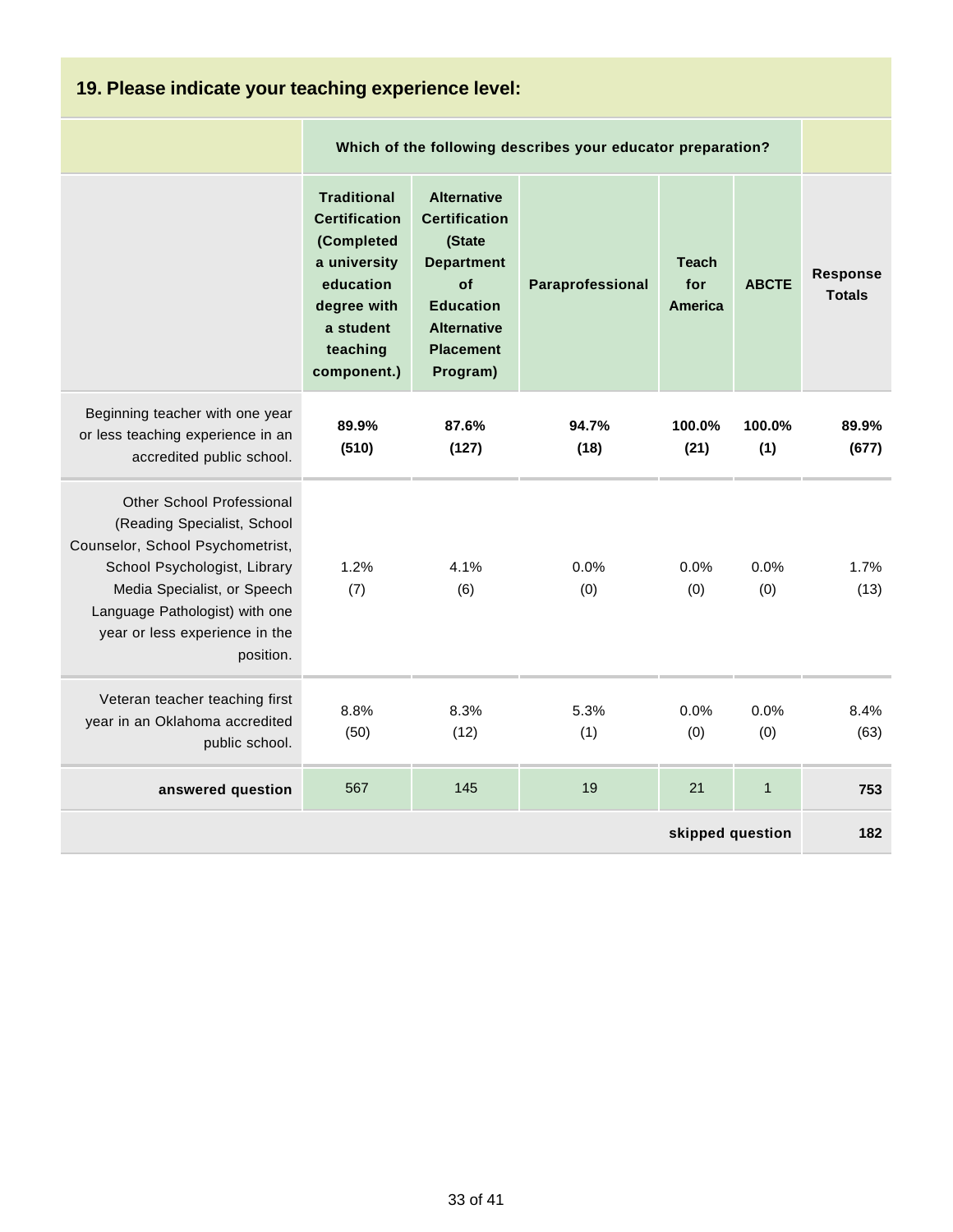## 19. Please indicate your teaching experience level:

| | Which of the following describes your educator preparation? | | | | | |
|---|---|---|---|---|---|---|
| | **Traditional Certification (Completed a university education degree with a student teaching component.)** | **Alternative Certification (State Department of Education Alternative Placement Program)** | **Paraprofessional** | **Teach for America** | **ABCTE** | **Response Totals** |
| Beginning teacher with one year or less teaching experience in an accredited public school. | **89.9% (510)** | **87.6% (127)** | **94.7% (18)** | **100.0% (21)** | **100.0% (1)** | **89.9% (677)** |
| Other School Professional (Reading Specialist, School Counselor, School Psychometrist, School Psychologist, Library Media Specialist, or Speech Language Pathologist) with one year or less experience in the position. | 1.2% (7) | 4.1% (6) | 0.0% (0) | 0.0% (0) | 0.0% (0) | 1.7% (13) |
| Veteran teacher teaching first year in an Oklahoma accredited public school. | 8.8% (50) | 8.3% (12) | 5.3% (1) | 0.0% (0) | 0.0% (0) | 8.4% (63) |
| **answered question** | 567 | 145 | 19 | 21 | 1 | **753** |
| | | | | | **skipped question** | **182** |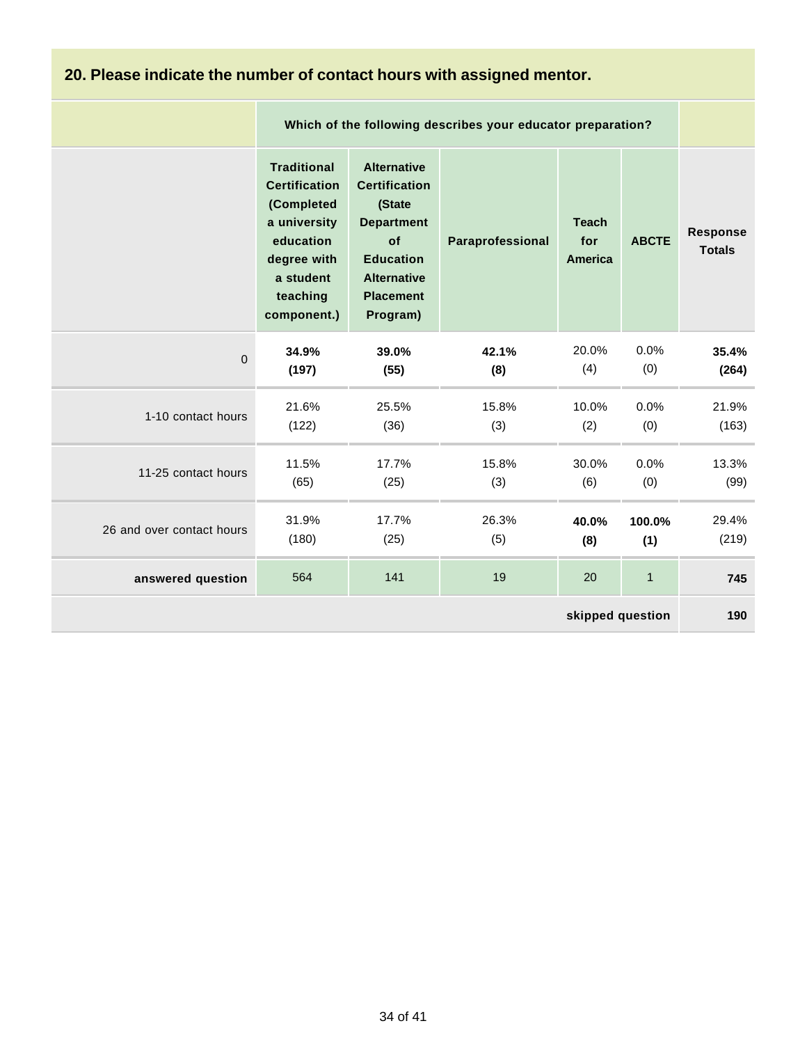## 20. Please indicate the number of contact hours with assigned mentor.

| | Which of the following describes your educator preparation? | | | | | |
|---|---|---|---|---|---|---|
| | Traditional Certification (Completed a university education degree with a student teaching component.) | Alternative Certification (State Department of Education Alternative Placement Program) | Paraprofessional | Teach for America | ABCTE | Response Totals |
| 0 | **34.9% (197)** | **39.0% (55)** | **42.1% (8)** | 20.0% (4) | 0.0% (0) | **35.4% (264)** |
| 1-10 contact hours | 21.6% (122) | 25.5% (36) | 15.8% (3) | 10.0% (2) | 0.0% (0) | 21.9% (163) |
| 11-25 contact hours | 11.5% (65) | 17.7% (25) | 15.8% (3) | 30.0% (6) | 0.0% (0) | 13.3% (99) |
| 26 and over contact hours | 31.9% (180) | 17.7% (25) | 26.3% (5) | **40.0% (8)** | **100.0% (1)** | 29.4% (219) |
| **answered question** | 564 | 141 | 19 | 20 | 1 | **745** |
| | | | | | **skipped question** | **190** |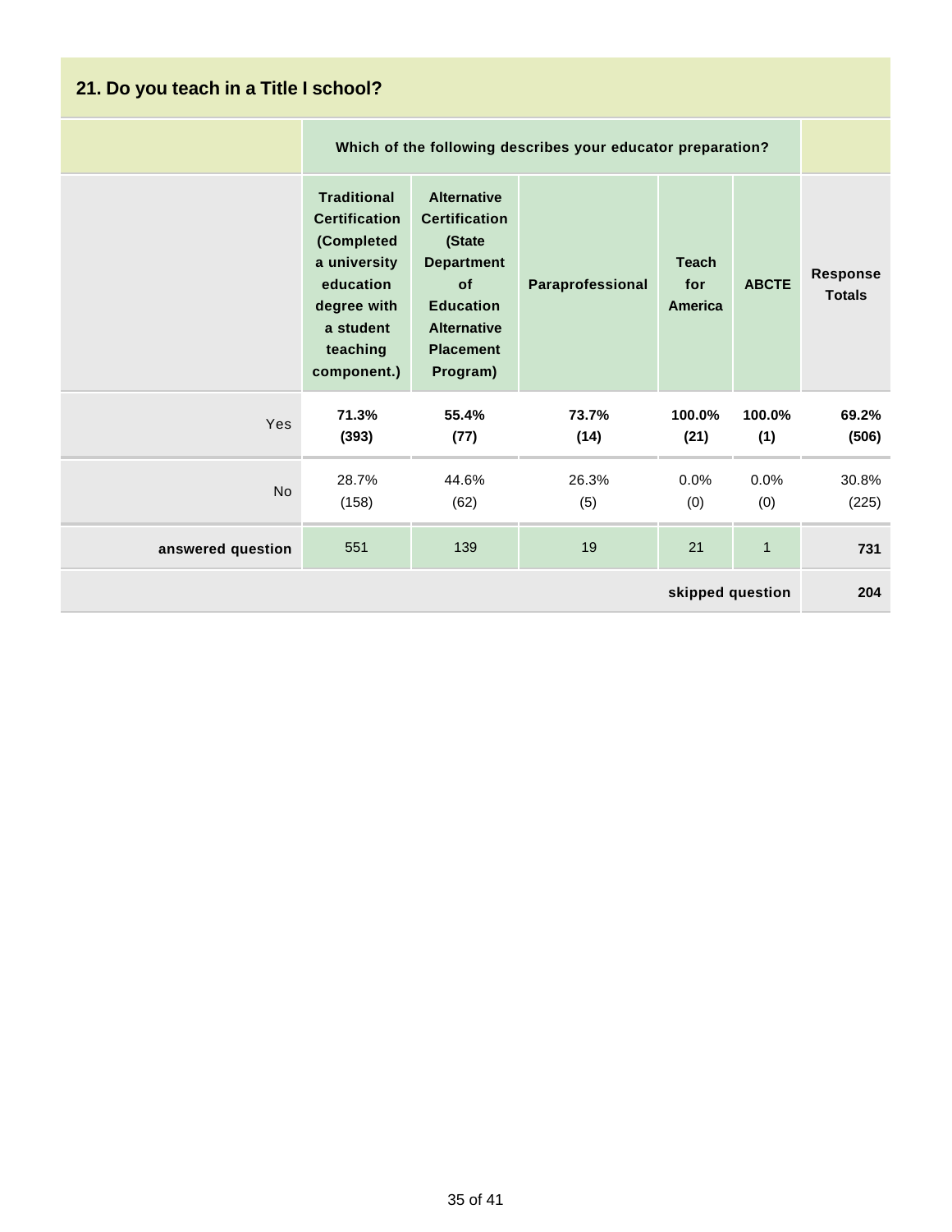## 21. Do you teach in a Title I school?

| | Which of the following describes your educator preparation? | | | | | |
|---|---|---|---|---|---|---|
| | **Traditional Certification (Completed a university education degree with a student teaching component.)** | **Alternative Certification (State Department of Education Alternative Placement Program)** | **Paraprofessional** | **Teach for America** | **ABCTE** | **Response Totals** |
| Yes | **71.3% (393)** | **55.4% (77)** | **73.7% (14)** | **100.0% (21)** | **100.0% (1)** | **69.2% (506)** |
| No | 28.7% (158) | 44.6% (62) | 26.3% (5) | 0.0% (0) | 0.0% (0) | 30.8% (225) |
| **answered question** | 551 | 139 | 19 | 21 | 1 | **731** |
| | | | | | **skipped question** | **204** |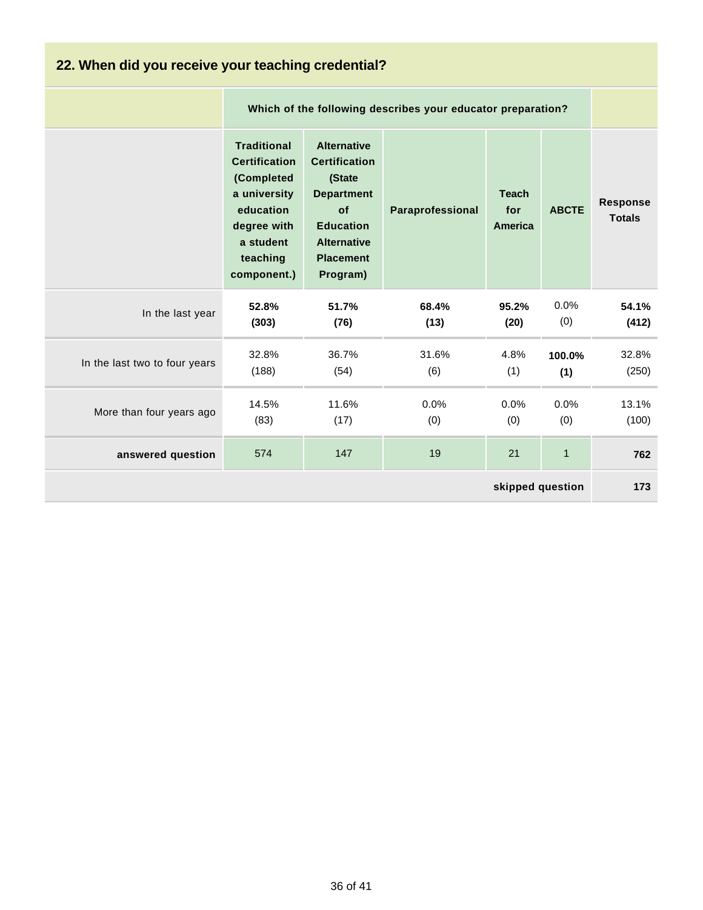## 22. When did you receive your teaching credential?

| | Which of the following describes your educator preparation? | | | | | |
|---|---|---|---|---|---|---|
| | **Traditional Certification (Completed a university education degree with a student teaching component.)** | **Alternative Certification (State Department of Education Alternative Placement Program)** | **Paraprofessional** | **Teach for America** | **ABCTE** | **Response Totals** |
| In the last year | **52.8% (303)** | **51.7% (76)** | **68.4% (13)** | **95.2% (20)** | 0.0% (0) | **54.1% (412)** |
| In the last two to four years | 32.8% (188) | 36.7% (54) | 31.6% (6) | 4.8% (1) | **100.0% (1)** | 32.8% (250) |
| More than four years ago | 14.5% (83) | 11.6% (17) | 0.0% (0) | 0.0% (0) | 0.0% (0) | 13.1% (100) |
| **answered question** | 574 | 147 | 19 | 21 | 1 | **762** |
| | | | | | **skipped question** | **173** |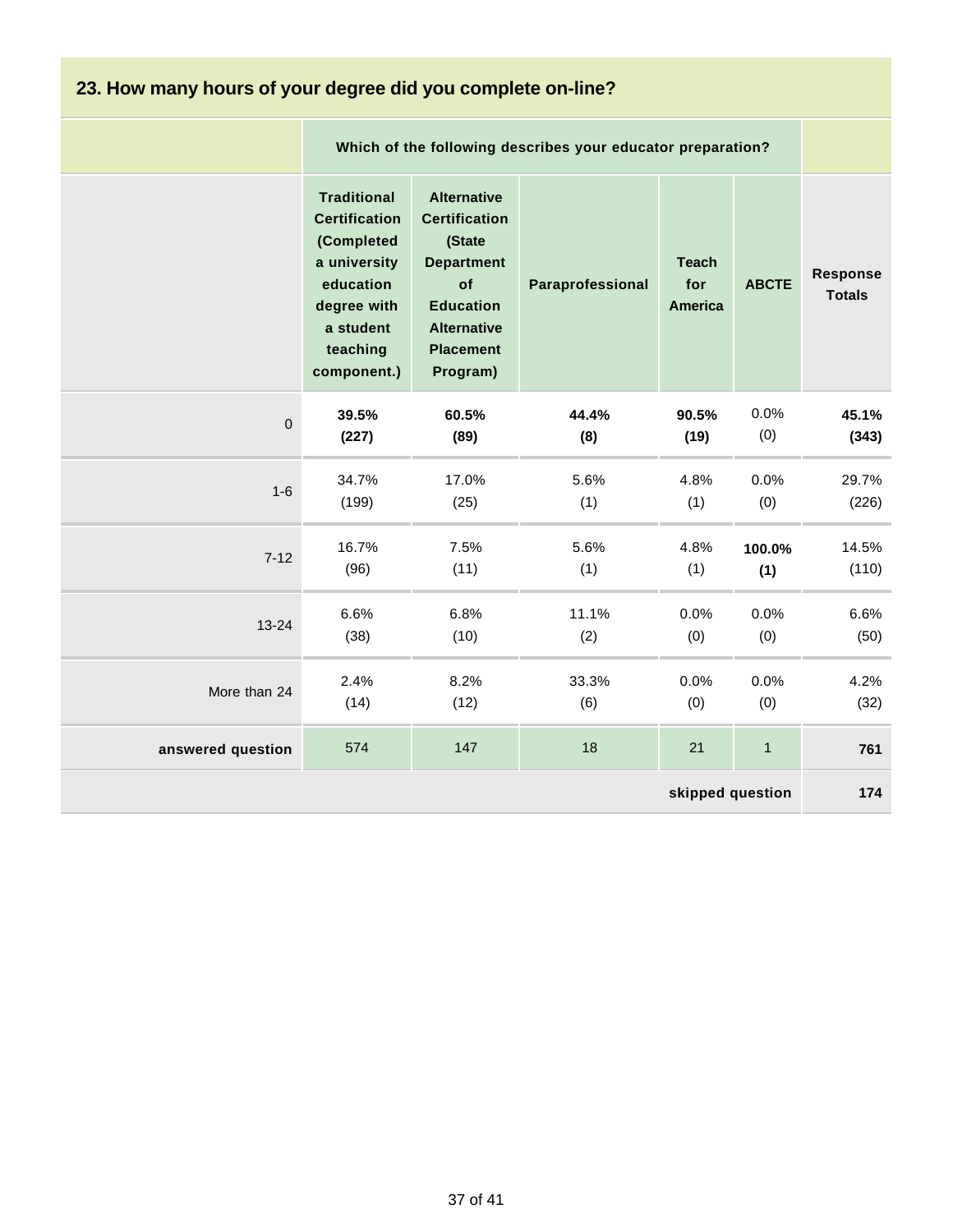## 23. How many hours of your degree did you complete on-line?

| | Which of the following describes your educator preparation? | | | | | |
|---|---|---|---|---|---|---|
| | Traditional Certification (Completed a university education degree with a student teaching component.) | Alternative Certification (State Department of Education Alternative Placement Program) | Paraprofessional | Teach for America | ABCTE | Response Totals |
| 0 | **39.5% (227)** | **60.5% (89)** | **44.4% (8)** | **90.5% (19)** | 0.0% (0) | **45.1% (343)** |
| 1-6 | 34.7% (199) | 17.0% (25) | 5.6% (1) | 4.8% (1) | 0.0% (0) | 29.7% (226) |
| 7-12 | 16.7% (96) | 7.5% (11) | 5.6% (1) | 4.8% (1) | **100.0% (1)** | 14.5% (110) |
| 13-24 | 6.6% (38) | 6.8% (10) | 11.1% (2) | 0.0% (0) | 0.0% (0) | 6.6% (50) |
| More than 24 | 2.4% (14) | 8.2% (12) | 33.3% (6) | 0.0% (0) | 0.0% (0) | 4.2% (32) |
| **answered question** | 574 | 147 | 18 | 21 | 1 | **761** |
| | | | | | **skipped question** | **174** |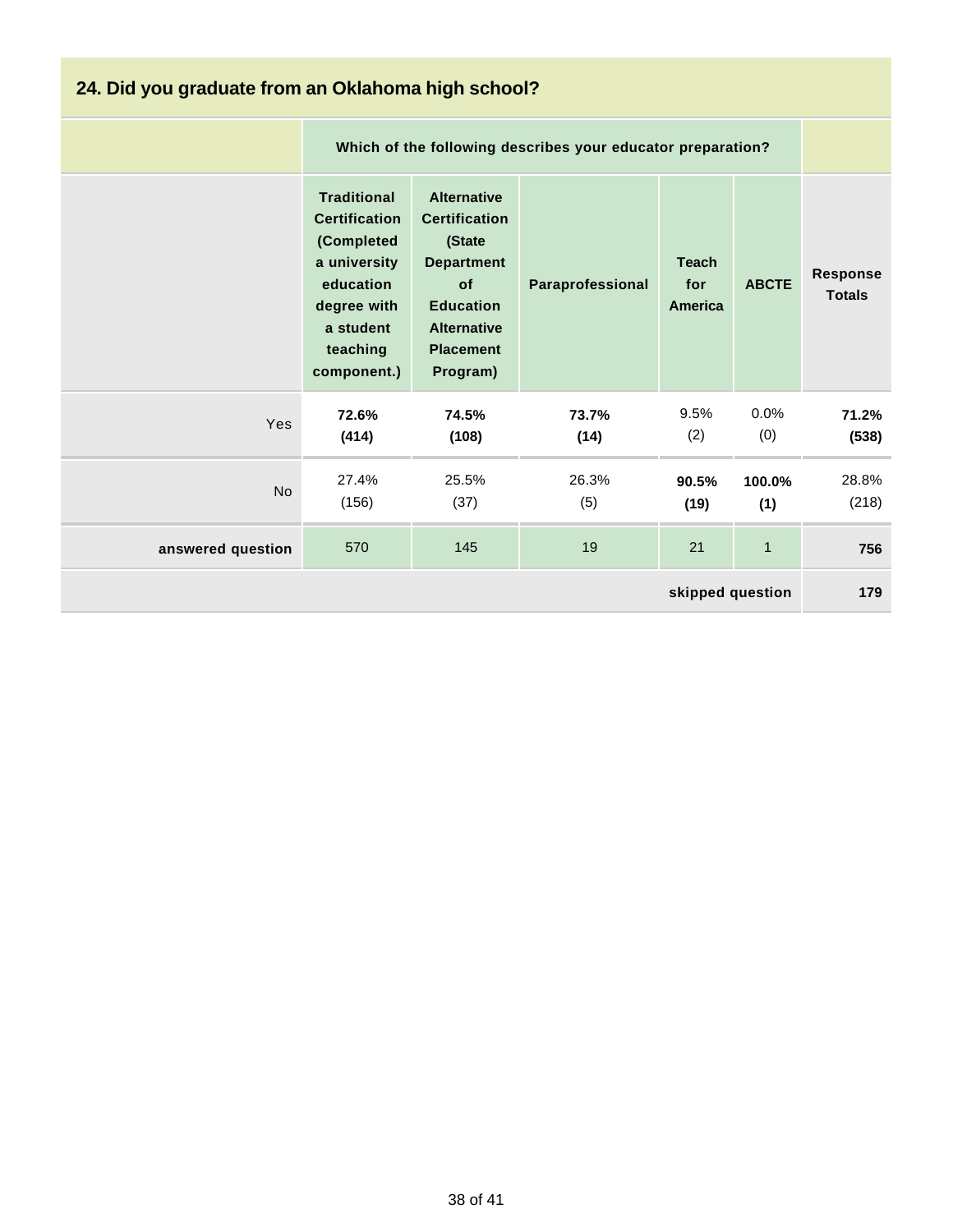## 24. Did you graduate from an Oklahoma high school?

| | Which of the following describes your educator preparation? | | | | | |
|---|---|---|---|---|---|---|
| | **Traditional Certification (Completed a university education degree with a student teaching component.)** | **Alternative Certification (State Department of Education Alternative Placement Program)** | **Paraprofessional** | **Teach for America** | **ABCTE** | **Response Totals** |
| Yes | **72.6% (414)** | **74.5% (108)** | **73.7% (14)** | 9.5% (2) | 0.0% (0) | **71.2% (538)** |
| No | 27.4% (156) | 25.5% (37) | 26.3% (5) | **90.5% (19)** | **100.0% (1)** | 28.8% (218) |
| **answered question** | 570 | 145 | 19 | 21 | 1 | **756** |
| | | | | | **skipped question** | **179** |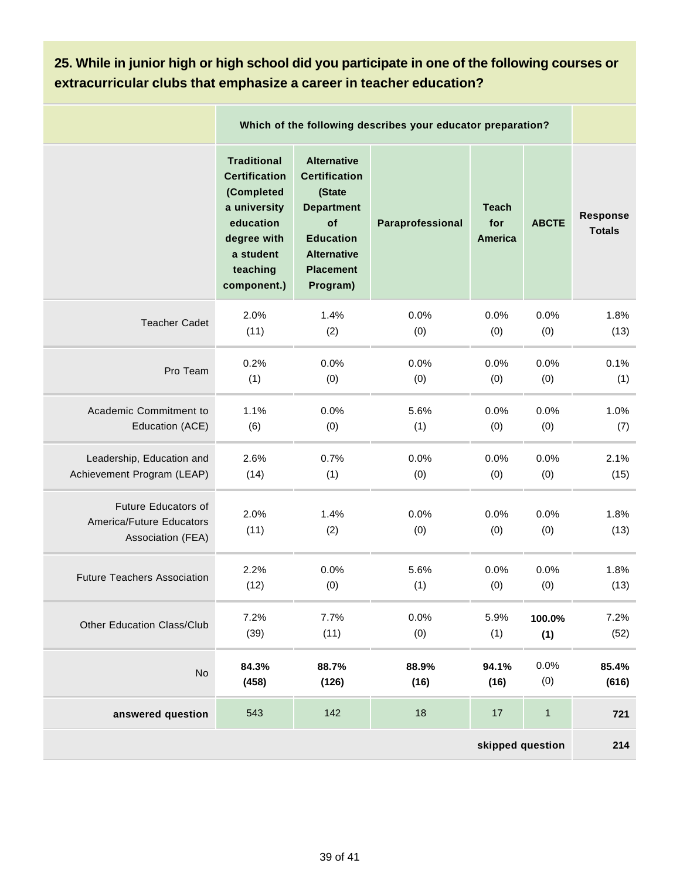## 25. While in junior high or high school did you participate in one of the following courses or extracurricular clubs that emphasize a career in teacher education?

| | Which of the following describes your educator preparation? | | | | | |
|---|---|---|---|---|---|---|
| | **Traditional Certification (Completed a university education degree with a student teaching component.)** | **Alternative Certification (State Department of Education Alternative Placement Program)** | **Paraprofessional** | **Teach for America** | **ABCTE** | **Response Totals** |
| Teacher Cadet | 2.0% (11) | 1.4% (2) | 0.0% (0) | 0.0% (0) | 0.0% (0) | 1.8% (13) |
| Pro Team | 0.2% (1) | 0.0% (0) | 0.0% (0) | 0.0% (0) | 0.0% (0) | 0.1% (1) |
| Academic Commitment to Education (ACE) | 1.1% (6) | 0.0% (0) | 5.6% (1) | 0.0% (0) | 0.0% (0) | 1.0% (7) |
| Leadership, Education and Achievement Program (LEAP) | 2.6% (14) | 0.7% (1) | 0.0% (0) | 0.0% (0) | 0.0% (0) | 2.1% (15) |
| Future Educators of America/Future Educators Association (FEA) | 2.0% (11) | 1.4% (2) | 0.0% (0) | 0.0% (0) | 0.0% (0) | 1.8% (13) |
| Future Teachers Association | 2.2% (12) | 0.0% (0) | 5.6% (1) | 0.0% (0) | 0.0% (0) | 1.8% (13) |
| Other Education Class/Club | 7.2% (39) | 7.7% (11) | 0.0% (0) | 5.9% (1) | **100.0% (1)** | 7.2% (52) |
| No | **84.3% (458)** | **88.7% (126)** | **88.9% (16)** | **94.1% (16)** | 0.0% (0) | **85.4% (616)** |
| **answered question** | 543 | 142 | 18 | 17 | 1 | **721** |
| | | | | | **skipped question** | **214** |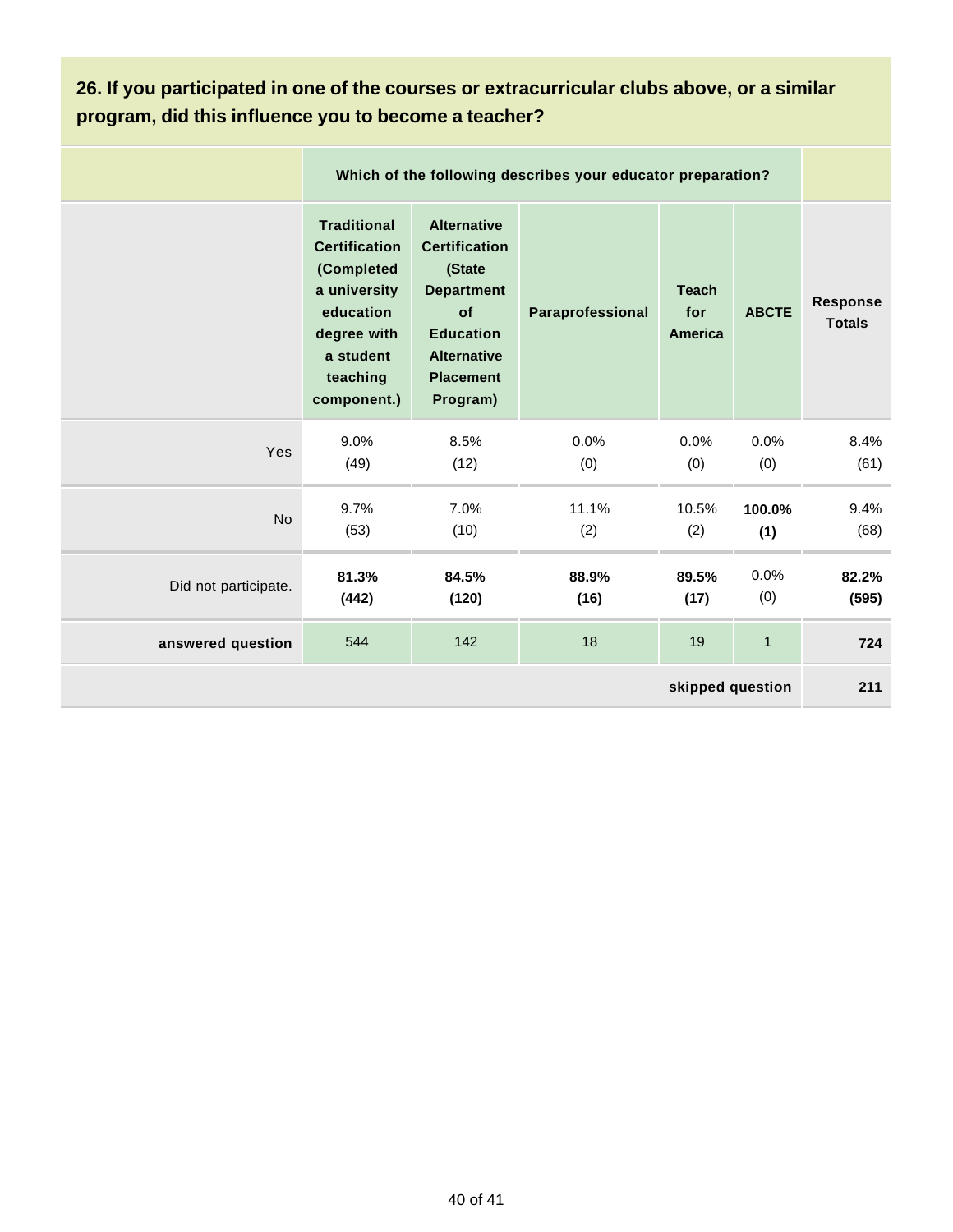**26. If you participated in one of the courses or extracurricular clubs above, or a similar program, did this influence you to become a teacher?**

| | Which of the following describes your educator preparation? | | | | | |
|---|---|---|---|---|---|---|
| | **Traditional Certification (Completed a university education degree with a student teaching component.)** | **Alternative Certification (State Department of Education Alternative Placement Program)** | **Paraprofessional** | **Teach for America** | **ABCTE** | **Response Totals** |
| Yes | 9.0% (49) | 8.5% (12) | 0.0% (0) | 0.0% (0) | 0.0% (0) | 8.4% (61) |
| No | 9.7% (53) | 7.0% (10) | 11.1% (2) | 10.5% (2) | **100.0% (1)** | 9.4% (68) |
| Did not participate. | **81.3% (442)** | **84.5% (120)** | **88.9% (16)** | **89.5% (17)** | 0.0% (0) | **82.2% (595)** |
| **answered question** | 544 | 142 | 18 | 19 | 1 | **724** |
| | | | | | **skipped question** | **211** |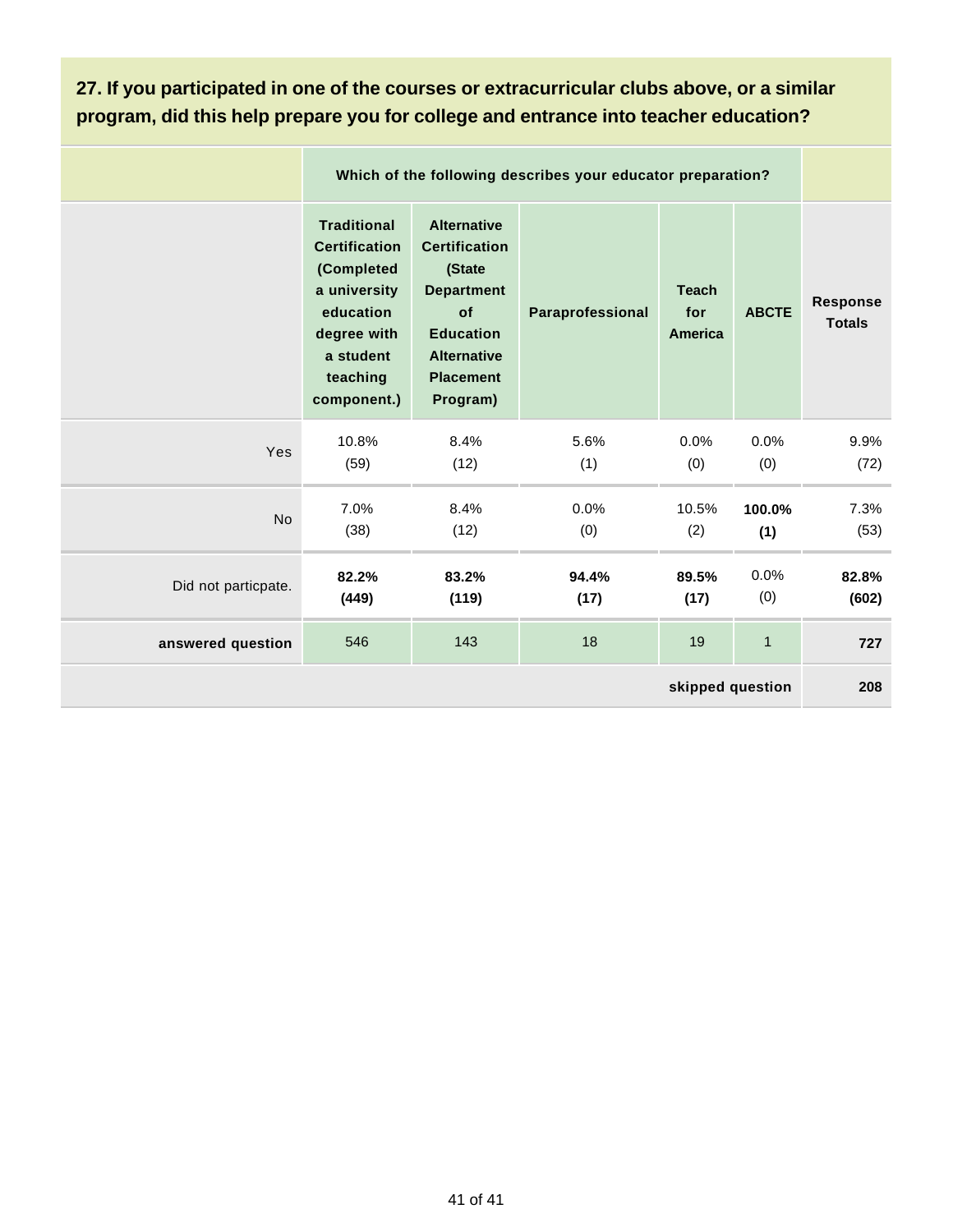## 27. If you participated in one of the courses or extracurricular clubs above, or a similar program, did this help prepare you for college and entrance into teacher education?

| | Which of the following describes your educator preparation? | | | | | |
|---|---|---|---|---|---|---|
| | **Traditional Certification (Completed a university education degree with a student teaching component.)** | **Alternative Certification (State Department of Education Alternative Placement Program)** | **Paraprofessional** | **Teach for America** | **ABCTE** | **Response Totals** |
| Yes | 10.8% (59) | 8.4% (12) | 5.6% (1) | 0.0% (0) | 0.0% (0) | 9.9% (72) |
| No | 7.0% (38) | 8.4% (12) | 0.0% (0) | 10.5% (2) | **100.0% (1)** | 7.3% (53) |
| Did not particpate. | **82.2% (449)** | **83.2% (119)** | **94.4% (17)** | **89.5% (17)** | 0.0% (0) | **82.8% (602)** |
| **answered question** | 546 | 143 | 18 | 19 | 1 | **727** |
| | | | | | **skipped question** | **208** |